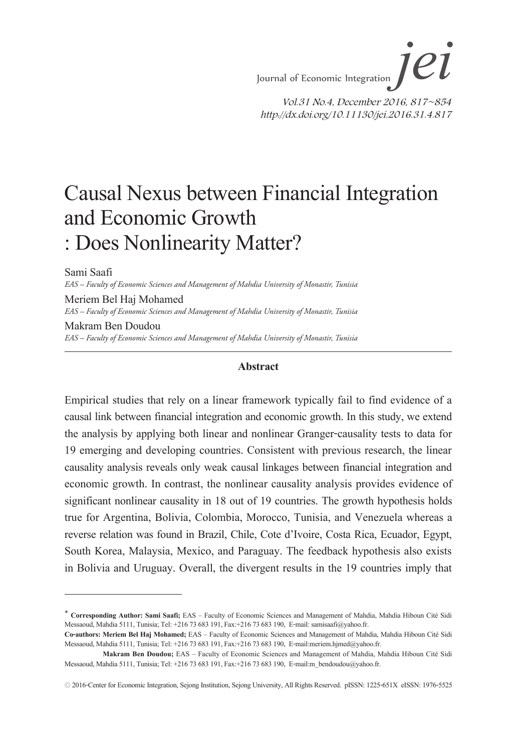# Causal Nexus between Financial Integration and Economic Growth : Does Nonlinearity Matter?

Sami Saafi
*EAS – Faculty of Economic Sciences and Management of Mahdia University of Monastir, Tunisia*

Meriem Bel Haj Mohamed
*EAS – Faculty of Economic Sciences and Management of Mahdia University of Monastir, Tunisia*

Makram Ben Doudou
*EAS – Faculty of Economic Sciences and Management of Mahdia University of Monastir, Tunisia*

---

### Abstract

Empirical studies that rely on a linear framework typically fail to find evidence of a causal link between financial integration and economic growth. In this study, we extend the analysis by applying both linear and nonlinear Granger-causality tests to data for 19 emerging and developing countries. Consistent with previous research, the linear causality analysis reveals only weak causal linkages between financial integration and economic growth. In contrast, the nonlinear causality analysis provides evidence of significant nonlinear causality in 18 out of 19 countries. The growth hypothesis holds true for Argentina, Bolivia, Colombia, Morocco, Tunisia, and Venezuela whereas a reverse relation was found in Brazil, Chile, Cote d'Ivoire, Costa Rica, Ecuador, Egypt, South Korea, Malaysia, Mexico, and Paraguay. The feedback hypothesis also exists in Bolivia and Uruguay. Overall, the divergent results in the 19 countries imply that

---

\* **Corresponding Author: Sami Saafi;** EAS – Faculty of Economic Sciences and Management of Mahdia, Mahdia Hiboun Cité Sidi Messaoud, Mahdia 5111, Tunisia; Tel: +216 73 683 191, Fax:+216 73 683 190, E-mail: samisaafi@yahoo.fr.

**Co-authors: Meriem Bel Haj Mohamed;** EAS – Faculty of Economic Sciences and Management of Mahdia, Mahdia Hiboun Cité Sidi Messaoud, Mahdia 5111, Tunisia; Tel: +216 73 683 191, Fax:+216 73 683 190, E-mail:meriem.hjmed@yahoo.fr.

**Makram Ben Doudou;** EAS – Faculty of Economic Sciences and Management of Mahdia, Mahdia Hiboun Cité Sidi Messaoud, Mahdia 5111, Tunisia; Tel: +216 73 683 191, Fax:+216 73 683 190, E-mail:m_bendoudou@yahoo.fr.

ⓒ 2016-Center for Economic Integration, Sejong Institution, Sejong University, All Rights Reserved. pISSN: 1225-651X eISSN: 1976-5525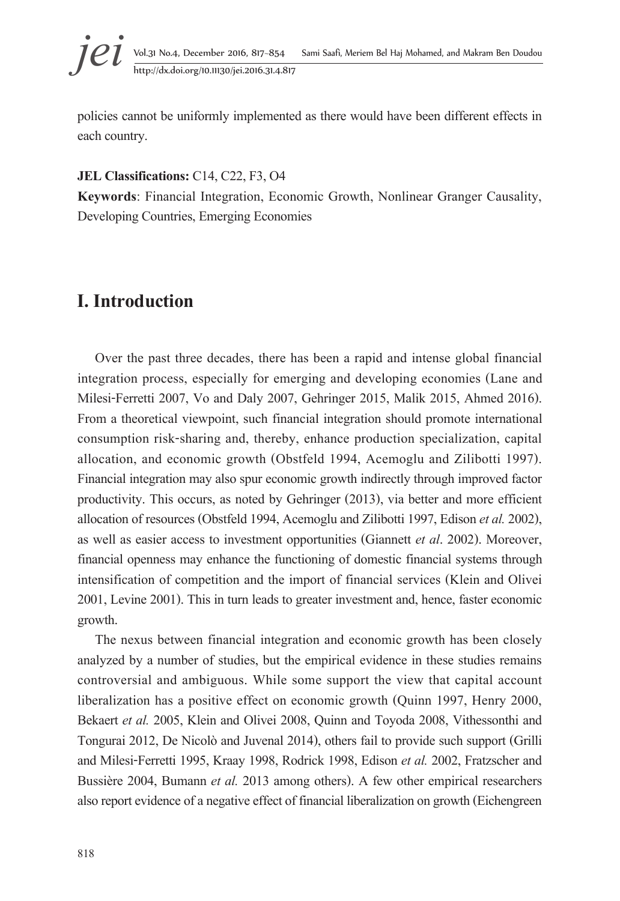policies cannot be uniformly implemented as there would have been different effects in each country.

**JEL Classifications:** C14, C22, F3, O4

**Keywords**: Financial Integration, Economic Growth, Nonlinear Granger Causality, Developing Countries, Emerging Economies

# I. Introduction

Over the past three decades, there has been a rapid and intense global financial integration process, especially for emerging and developing economies (Lane and Milesi-Ferretti 2007, Vo and Daly 2007, Gehringer 2015, Malik 2015, Ahmed 2016). From a theoretical viewpoint, such financial integration should promote international consumption risk-sharing and, thereby, enhance production specialization, capital allocation, and economic growth (Obstfeld 1994, Acemoglu and Zilibotti 1997). Financial integration may also spur economic growth indirectly through improved factor productivity. This occurs, as noted by Gehringer (2013), via better and more efficient allocation of resources (Obstfeld 1994, Acemoglu and Zilibotti 1997, Edison *et al.* 2002), as well as easier access to investment opportunities (Giannett *et al*. 2002). Moreover, financial openness may enhance the functioning of domestic financial systems through intensification of competition and the import of financial services (Klein and Olivei 2001, Levine 2001). This in turn leads to greater investment and, hence, faster economic growth.

The nexus between financial integration and economic growth has been closely analyzed by a number of studies, but the empirical evidence in these studies remains controversial and ambiguous. While some support the view that capital account liberalization has a positive effect on economic growth (Quinn 1997, Henry 2000, Bekaert *et al.* 2005, Klein and Olivei 2008, Quinn and Toyoda 2008, Vithessonthi and Tongurai 2012, De Nicolò and Juvenal 2014), others fail to provide such support (Grilli and Milesi-Ferretti 1995, Kraay 1998, Rodrick 1998, Edison *et al.* 2002, Fratzscher and Bussière 2004, Bumann *et al.* 2013 among others). A few other empirical researchers also report evidence of a negative effect of financial liberalization on growth (Eichengreen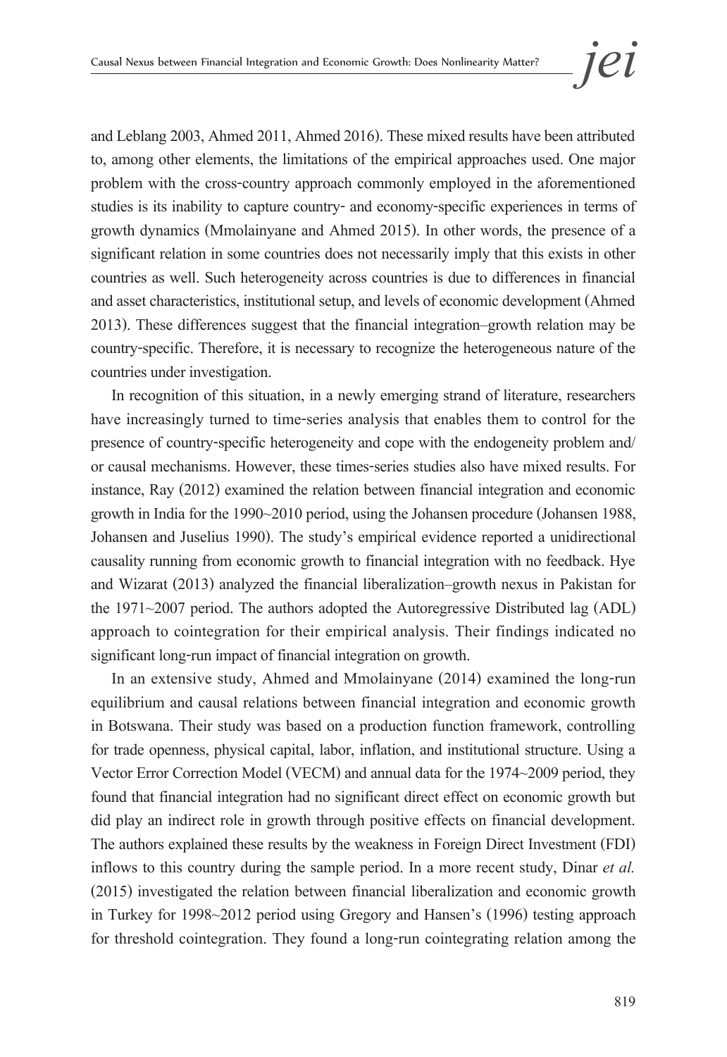and Leblang 2003, Ahmed 2011, Ahmed 2016). These mixed results have been attributed to, among other elements, the limitations of the empirical approaches used. One major problem with the cross-country approach commonly employed in the aforementioned studies is its inability to capture country- and economy-specific experiences in terms of growth dynamics (Mmolainyane and Ahmed 2015). In other words, the presence of a significant relation in some countries does not necessarily imply that this exists in other countries as well. Such heterogeneity across countries is due to differences in financial and asset characteristics, institutional setup, and levels of economic development (Ahmed 2013). These differences suggest that the financial integration–growth relation may be country-specific. Therefore, it is necessary to recognize the heterogeneous nature of the countries under investigation.

In recognition of this situation, in a newly emerging strand of literature, researchers have increasingly turned to time-series analysis that enables them to control for the presence of country-specific heterogeneity and cope with the endogeneity problem and/or causal mechanisms. However, these times-series studies also have mixed results. For instance, Ray (2012) examined the relation between financial integration and economic growth in India for the 1990~2010 period, using the Johansen procedure (Johansen 1988, Johansen and Juselius 1990). The study's empirical evidence reported a unidirectional causality running from economic growth to financial integration with no feedback. Hye and Wizarat (2013) analyzed the financial liberalization–growth nexus in Pakistan for the 1971~2007 period. The authors adopted the Autoregressive Distributed lag (ADL) approach to cointegration for their empirical analysis. Their findings indicated no significant long-run impact of financial integration on growth.

In an extensive study, Ahmed and Mmolainyane (2014) examined the long-run equilibrium and causal relations between financial integration and economic growth in Botswana. Their study was based on a production function framework, controlling for trade openness, physical capital, labor, inflation, and institutional structure. Using a Vector Error Correction Model (VECM) and annual data for the 1974~2009 period, they found that financial integration had no significant direct effect on economic growth but did play an indirect role in growth through positive effects on financial development. The authors explained these results by the weakness in Foreign Direct Investment (FDI) inflows to this country during the sample period. In a more recent study, Dinar *et al.* (2015) investigated the relation between financial liberalization and economic growth in Turkey for 1998~2012 period using Gregory and Hansen's (1996) testing approach for threshold cointegration. They found a long-run cointegrating relation among the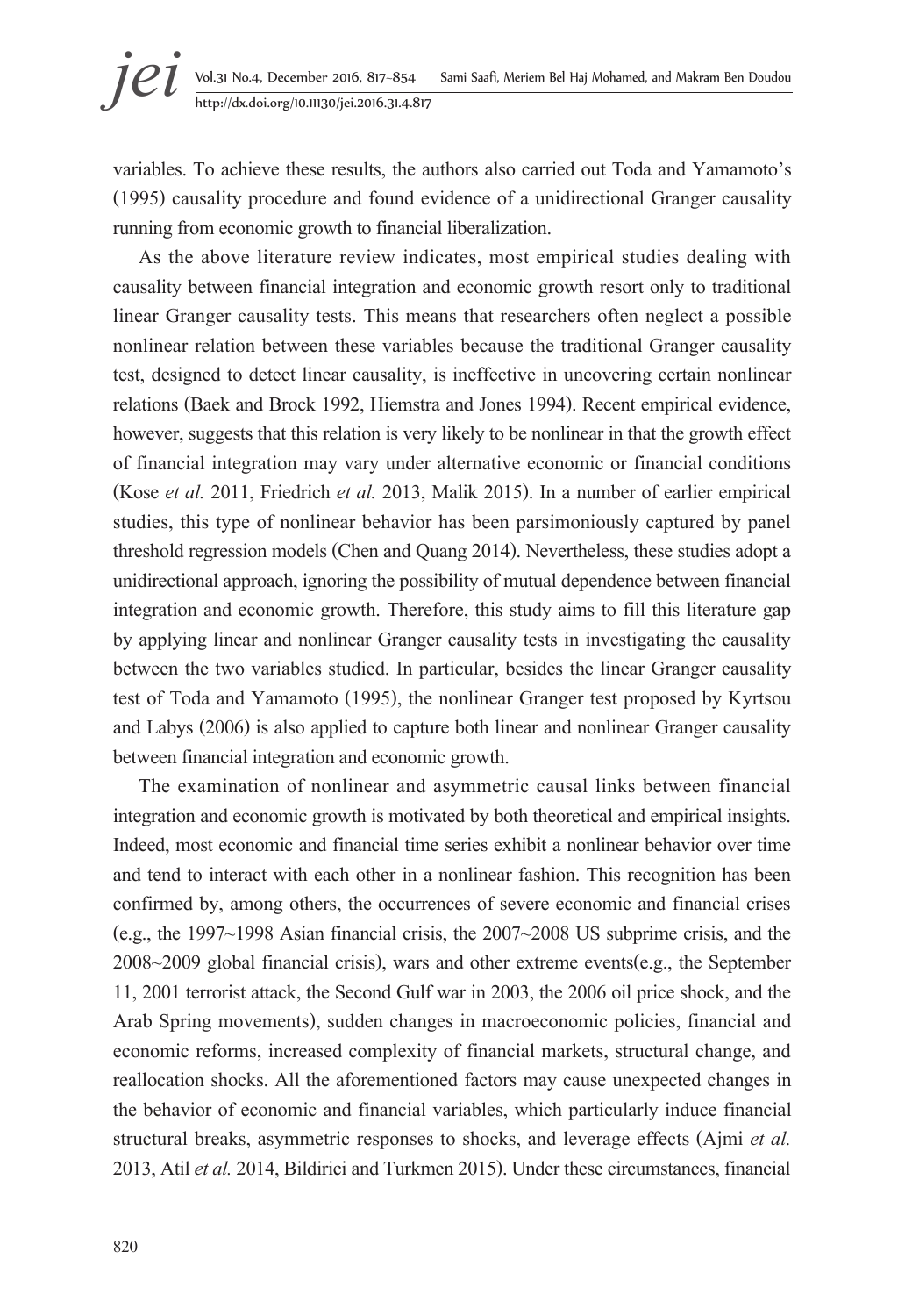variables. To achieve these results, the authors also carried out Toda and Yamamoto's (1995) causality procedure and found evidence of a unidirectional Granger causality running from economic growth to financial liberalization.

As the above literature review indicates, most empirical studies dealing with causality between financial integration and economic growth resort only to traditional linear Granger causality tests. This means that researchers often neglect a possible nonlinear relation between these variables because the traditional Granger causality test, designed to detect linear causality, is ineffective in uncovering certain nonlinear relations (Baek and Brock 1992, Hiemstra and Jones 1994). Recent empirical evidence, however, suggests that this relation is very likely to be nonlinear in that the growth effect of financial integration may vary under alternative economic or financial conditions (Kose *et al.* 2011, Friedrich *et al.* 2013, Malik 2015). In a number of earlier empirical studies, this type of nonlinear behavior has been parsimoniously captured by panel threshold regression models (Chen and Quang 2014). Nevertheless, these studies adopt a unidirectional approach, ignoring the possibility of mutual dependence between financial integration and economic growth. Therefore, this study aims to fill this literature gap by applying linear and nonlinear Granger causality tests in investigating the causality between the two variables studied. In particular, besides the linear Granger causality test of Toda and Yamamoto (1995), the nonlinear Granger test proposed by Kyrtsou and Labys (2006) is also applied to capture both linear and nonlinear Granger causality between financial integration and economic growth.

The examination of nonlinear and asymmetric causal links between financial integration and economic growth is motivated by both theoretical and empirical insights. Indeed, most economic and financial time series exhibit a nonlinear behavior over time and tend to interact with each other in a nonlinear fashion. This recognition has been confirmed by, among others, the occurrences of severe economic and financial crises (e.g., the 1997~1998 Asian financial crisis, the 2007~2008 US subprime crisis, and the 2008~2009 global financial crisis), wars and other extreme events(e.g., the September 11, 2001 terrorist attack, the Second Gulf war in 2003, the 2006 oil price shock, and the Arab Spring movements), sudden changes in macroeconomic policies, financial and economic reforms, increased complexity of financial markets, structural change, and reallocation shocks. All the aforementioned factors may cause unexpected changes in the behavior of economic and financial variables, which particularly induce financial structural breaks, asymmetric responses to shocks, and leverage effects (Ajmi *et al.* 2013, Atil *et al.* 2014, Bildirici and Turkmen 2015). Under these circumstances, financial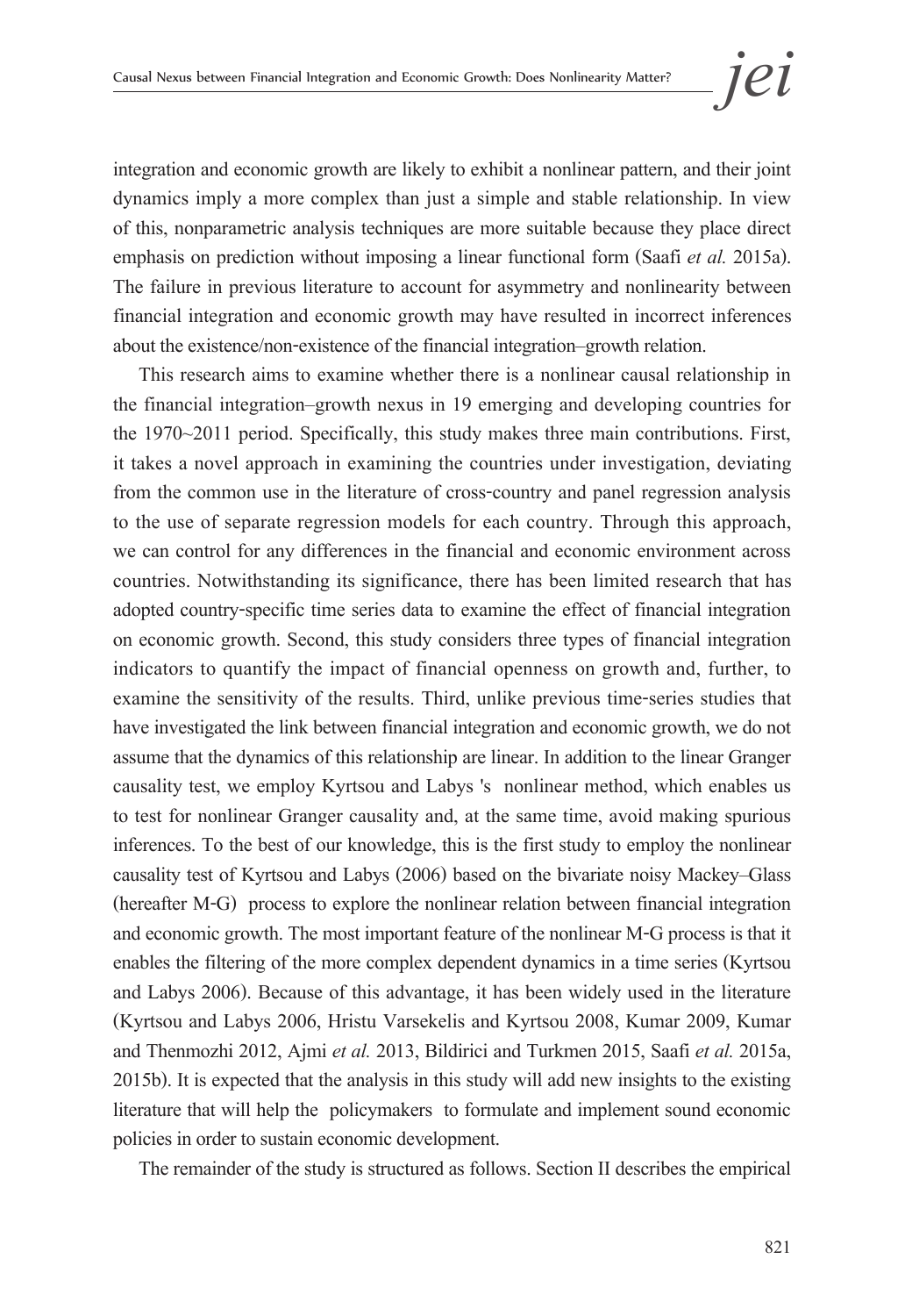integration and economic growth are likely to exhibit a nonlinear pattern, and their joint dynamics imply a more complex than just a simple and stable relationship. In view of this, nonparametric analysis techniques are more suitable because they place direct emphasis on prediction without imposing a linear functional form (Saafi *et al.* 2015a). The failure in previous literature to account for asymmetry and nonlinearity between financial integration and economic growth may have resulted in incorrect inferences about the existence/non-existence of the financial integration–growth relation.

This research aims to examine whether there is a nonlinear causal relationship in the financial integration–growth nexus in 19 emerging and developing countries for the 1970~2011 period. Specifically, this study makes three main contributions. First, it takes a novel approach in examining the countries under investigation, deviating from the common use in the literature of cross-country and panel regression analysis to the use of separate regression models for each country. Through this approach, we can control for any differences in the financial and economic environment across countries. Notwithstanding its significance, there has been limited research that has adopted country-specific time series data to examine the effect of financial integration on economic growth. Second, this study considers three types of financial integration indicators to quantify the impact of financial openness on growth and, further, to examine the sensitivity of the results. Third, unlike previous time-series studies that have investigated the link between financial integration and economic growth, we do not assume that the dynamics of this relationship are linear. In addition to the linear Granger causality test, we employ Kyrtsou and Labys 's nonlinear method, which enables us to test for nonlinear Granger causality and, at the same time, avoid making spurious inferences. To the best of our knowledge, this is the first study to employ the nonlinear causality test of Kyrtsou and Labys (2006) based on the bivariate noisy Mackey–Glass (hereafter M-G) process to explore the nonlinear relation between financial integration and economic growth. The most important feature of the nonlinear M-G process is that it enables the filtering of the more complex dependent dynamics in a time series (Kyrtsou and Labys 2006). Because of this advantage, it has been widely used in the literature (Kyrtsou and Labys 2006, Hristu Varsekelis and Kyrtsou 2008, Kumar 2009, Kumar and Thenmozhi 2012, Ajmi *et al.* 2013, Bildirici and Turkmen 2015, Saafi *et al.* 2015a, 2015b). It is expected that the analysis in this study will add new insights to the existing literature that will help the policymakers to formulate and implement sound economic policies in order to sustain economic development.

The remainder of the study is structured as follows. Section II describes the empirical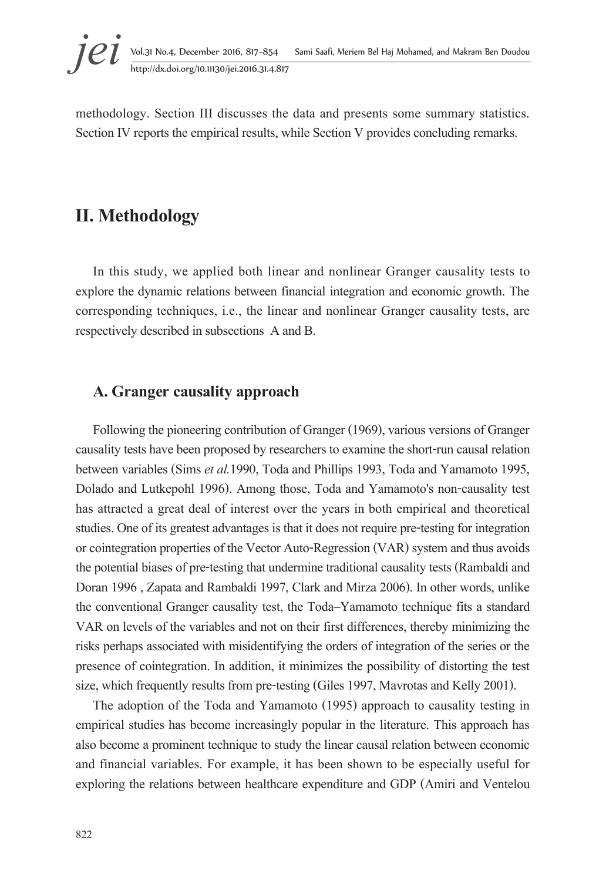methodology. Section III discusses the data and presents some summary statistics. Section IV reports the empirical results, while Section V provides concluding remarks.

## II. Methodology

In this study, we applied both linear and nonlinear Granger causality tests to explore the dynamic relations between financial integration and economic growth. The corresponding techniques, i.e., the linear and nonlinear Granger causality tests, are respectively described in subsections A and B.

### A. Granger causality approach

Following the pioneering contribution of Granger (1969), various versions of Granger causality tests have been proposed by researchers to examine the short-run causal relation between variables (Sims *et al.*1990, Toda and Phillips 1993, Toda and Yamamoto 1995, Dolado and Lutkepohl 1996). Among those, Toda and Yamamoto's non-causality test has attracted a great deal of interest over the years in both empirical and theoretical studies. One of its greatest advantages is that it does not require pre-testing for integration or cointegration properties of the Vector Auto-Regression (VAR) system and thus avoids the potential biases of pre-testing that undermine traditional causality tests (Rambaldi and Doran 1996 , Zapata and Rambaldi 1997, Clark and Mirza 2006). In other words, unlike the conventional Granger causality test, the Toda–Yamamoto technique fits a standard VAR on levels of the variables and not on their first differences, thereby minimizing the risks perhaps associated with misidentifying the orders of integration of the series or the presence of cointegration. In addition, it minimizes the possibility of distorting the test size, which frequently results from pre-testing (Giles 1997, Mavrotas and Kelly 2001).

The adoption of the Toda and Yamamoto (1995) approach to causality testing in empirical studies has become increasingly popular in the literature. This approach has also become a prominent technique to study the linear causal relation between economic and financial variables. For example, it has been shown to be especially useful for exploring the relations between healthcare expenditure and GDP (Amiri and Ventelou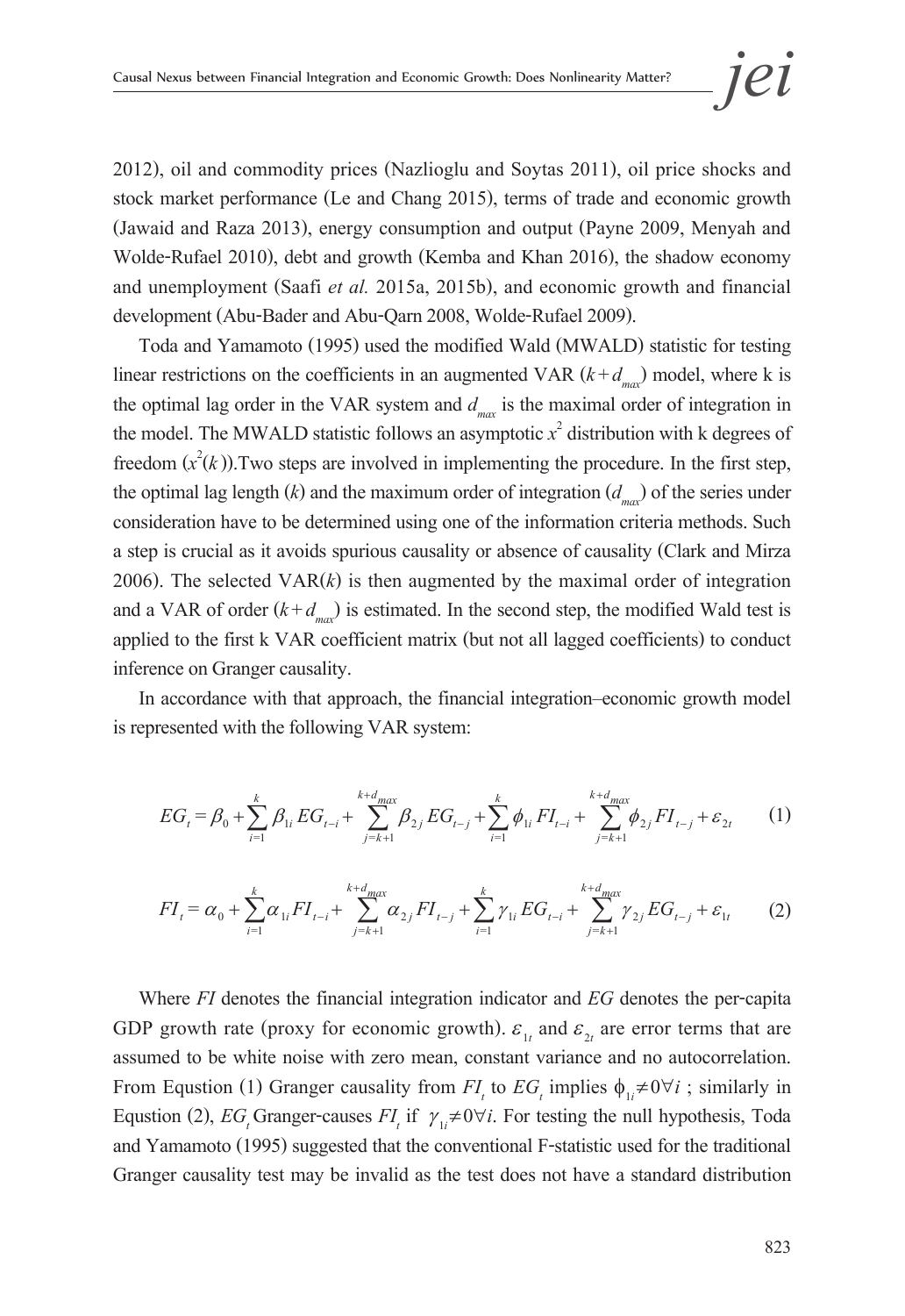2012), oil and commodity prices (Nazlioglu and Soytas 2011), oil price shocks and stock market performance (Le and Chang 2015), terms of trade and economic growth (Jawaid and Raza 2013), energy consumption and output (Payne 2009, Menyah and Wolde-Rufael 2010), debt and growth (Kemba and Khan 2016), the shadow economy and unemployment (Saafi *et al.* 2015a, 2015b), and economic growth and financial development (Abu-Bader and Abu-Qarn 2008, Wolde-Rufael 2009).

Toda and Yamamoto (1995) used the modified Wald (MWALD) statistic for testing linear restrictions on the coefficients in an augmented VAR ($k+d_{max}$) model, where k is the optimal lag order in the VAR system and $d_{max}$ is the maximal order of integration in the model. The MWALD statistic follows an asymptotic $x^2$ distribution with k degrees of freedom ($x^2(k)$).Two steps are involved in implementing the procedure. In the first step, the optimal lag length ($k$) and the maximum order of integration ($d_{max}$) of the series under consideration have to be determined using one of the information criteria methods. Such a step is crucial as it avoids spurious causality or absence of causality (Clark and Mirza 2006). The selected VAR($k$) is then augmented by the maximal order of integration and a VAR of order ($k+d_{max}$) is estimated. In the second step, the modified Wald test is applied to the first k VAR coefficient matrix (but not all lagged coefficients) to conduct inference on Granger causality.

In accordance with that approach, the financial integration–economic growth model is represented with the following VAR system:

$$EG_t = \beta_0 + \sum_{i=1}^{k} \beta_{1i} EG_{t-i} + \sum_{j=k+1}^{k+d_{max}} \beta_{2j} EG_{t-j} + \sum_{i=1}^{k} \phi_{1i} FI_{t-i} + \sum_{j=k+1}^{k+d_{max}} \phi_{2j} FI_{t-j} + \varepsilon_{2t} \qquad (1)$$

$$FI_t = \alpha_0 + \sum_{i=1}^{k} \alpha_{1i} FI_{t-i} + \sum_{j=k+1}^{k+d_{max}} \alpha_{2j} FI_{t-j} + \sum_{i=1}^{k} \gamma_{1i} EG_{t-i} + \sum_{j=k+1}^{k+d_{max}} \gamma_{2j} EG_{t-j} + \varepsilon_{1t} \qquad (2)$$

Where *FI* denotes the financial integration indicator and *EG* denotes the per-capita GDP growth rate (proxy for economic growth). $\varepsilon_{1t}$ and $\varepsilon_{2t}$ are error terms that are assumed to be white noise with zero mean, constant variance and no autocorrelation. From Equstion (1) Granger causality from $FI_t$ to $EG_t$ implies $\phi_{1i} \neq 0 \forall i$ ; similarly in Equstion (2), $EG_t$ Granger-causes $FI_t$ if $\gamma_{1i} \neq 0 \forall i$. For testing the null hypothesis, Toda and Yamamoto (1995) suggested that the conventional F-statistic used for the traditional Granger causality test may be invalid as the test does not have a standard distribution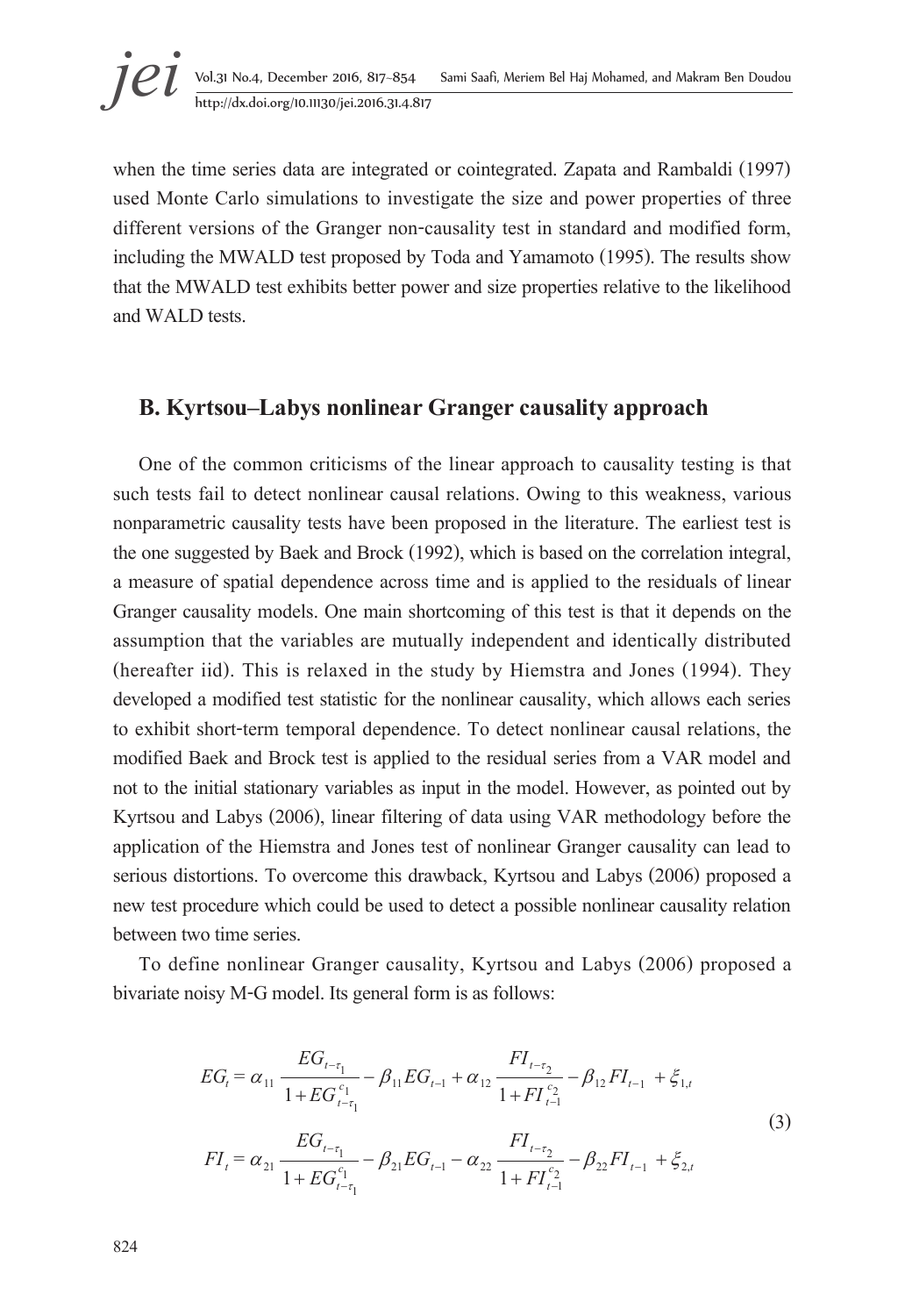when the time series data are integrated or cointegrated. Zapata and Rambaldi (1997) used Monte Carlo simulations to investigate the size and power properties of three different versions of the Granger non-causality test in standard and modified form, including the MWALD test proposed by Toda and Yamamoto (1995). The results show that the MWALD test exhibits better power and size properties relative to the likelihood and WALD tests.

## B. Kyrtsou–Labys nonlinear Granger causality approach

One of the common criticisms of the linear approach to causality testing is that such tests fail to detect nonlinear causal relations. Owing to this weakness, various nonparametric causality tests have been proposed in the literature. The earliest test is the one suggested by Baek and Brock (1992), which is based on the correlation integral, a measure of spatial dependence across time and is applied to the residuals of linear Granger causality models. One main shortcoming of this test is that it depends on the assumption that the variables are mutually independent and identically distributed (hereafter iid). This is relaxed in the study by Hiemstra and Jones (1994). They developed a modified test statistic for the nonlinear causality, which allows each series to exhibit short-term temporal dependence. To detect nonlinear causal relations, the modified Baek and Brock test is applied to the residual series from a VAR model and not to the initial stationary variables as input in the model. However, as pointed out by Kyrtsou and Labys (2006), linear filtering of data using VAR methodology before the application of the Hiemstra and Jones test of nonlinear Granger causality can lead to serious distortions. To overcome this drawback, Kyrtsou and Labys (2006) proposed a new test procedure which could be used to detect a possible nonlinear causality relation between two time series.

To define nonlinear Granger causality, Kyrtsou and Labys (2006) proposed a bivariate noisy M-G model. Its general form is as follows:

$$
\begin{aligned}
EG_t &= \alpha_{11}\frac{EG_{t-\tau_1}}{1+EG_{t-\tau_1}^{c_1}} - \beta_{11}EG_{t-1} + \alpha_{12}\frac{FI_{t-\tau_2}}{1+FI_{t-1}^{c_2}} - \beta_{12}FI_{t-1} + \xi_{1,t} \\
FI_t &= \alpha_{21}\frac{EG_{t-\tau_1}}{1+EG_{t-\tau_1}^{c_1}} - \beta_{21}EG_{t-1} - \alpha_{22}\frac{FI_{t-\tau_2}}{1+FI_{t-1}^{c_2}} - \beta_{22}FI_{t-1} + \xi_{2,t}
\end{aligned} \tag{3}
$$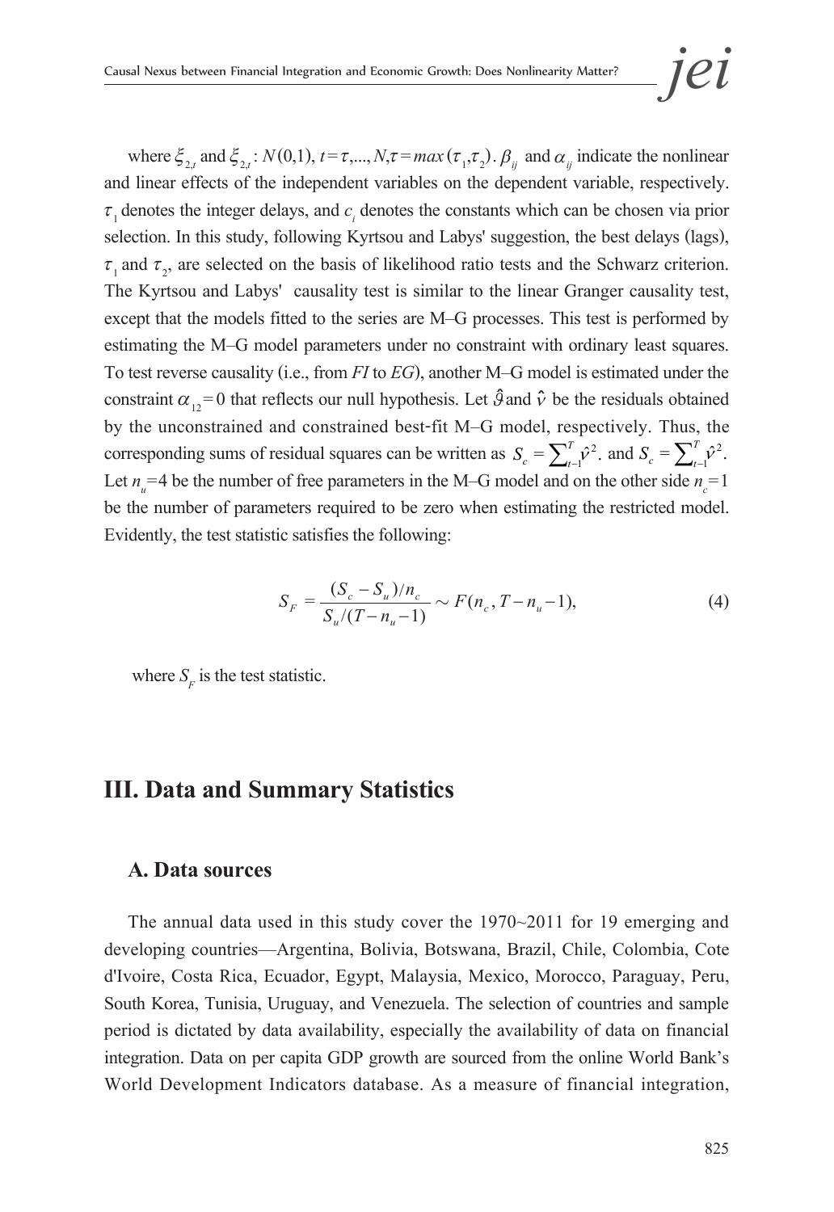where $\xi_{2,t}$ and $\xi_{2,t}$ : $N(0,1)$, $t = \tau,...,N, \tau = max(\tau_1,\tau_2)$. $\beta_{ij}$ and $\alpha_{ij}$ indicate the nonlinear and linear effects of the independent variables on the dependent variable, respectively. $\tau_1$ denotes the integer delays, and $c_i$ denotes the constants which can be chosen via prior selection. In this study, following Kyrtsou and Labys' suggestion, the best delays (lags), $\tau_1$ and $\tau_2$, are selected on the basis of likelihood ratio tests and the Schwarz criterion. The Kyrtsou and Labys' causality test is similar to the linear Granger causality test, except that the models fitted to the series are M–G processes. This test is performed by estimating the M–G model parameters under no constraint with ordinary least squares. To test reverse causality (i.e., from *FI* to *EG*), another M–G model is estimated under the constraint $\alpha_{12} = 0$ that reflects our null hypothesis. Let $\hat{\vartheta}$ and $\hat{v}$ be the residuals obtained by the unconstrained and constrained best-fit M–G model, respectively. Thus, the corresponding sums of residual squares can be written as $S_c = \sum_{t-1}^{T} \hat{v}^2$. and $S_c = \sum_{t-1}^{T} \hat{v}^2$. Let $n_u = 4$ be the number of free parameters in the M–G model and on the other side $n_c = 1$ be the number of parameters required to be zero when estimating the restricted model. Evidently, the test statistic satisfies the following:

$$S_F = \frac{(S_c - S_u)/n_c}{S_u/(T - n_u - 1)} \sim F(n_c, T - n_u - 1), \tag{4}$$

where $S_F$ is the test statistic.

## III. Data and Summary Statistics

### A. Data sources

The annual data used in this study cover the 1970~2011 for 19 emerging and developing countries—Argentina, Bolivia, Botswana, Brazil, Chile, Colombia, Cote d'Ivoire, Costa Rica, Ecuador, Egypt, Malaysia, Mexico, Morocco, Paraguay, Peru, South Korea, Tunisia, Uruguay, and Venezuela. The selection of countries and sample period is dictated by data availability, especially the availability of data on financial integration. Data on per capita GDP growth are sourced from the online World Bank's World Development Indicators database. As a measure of financial integration,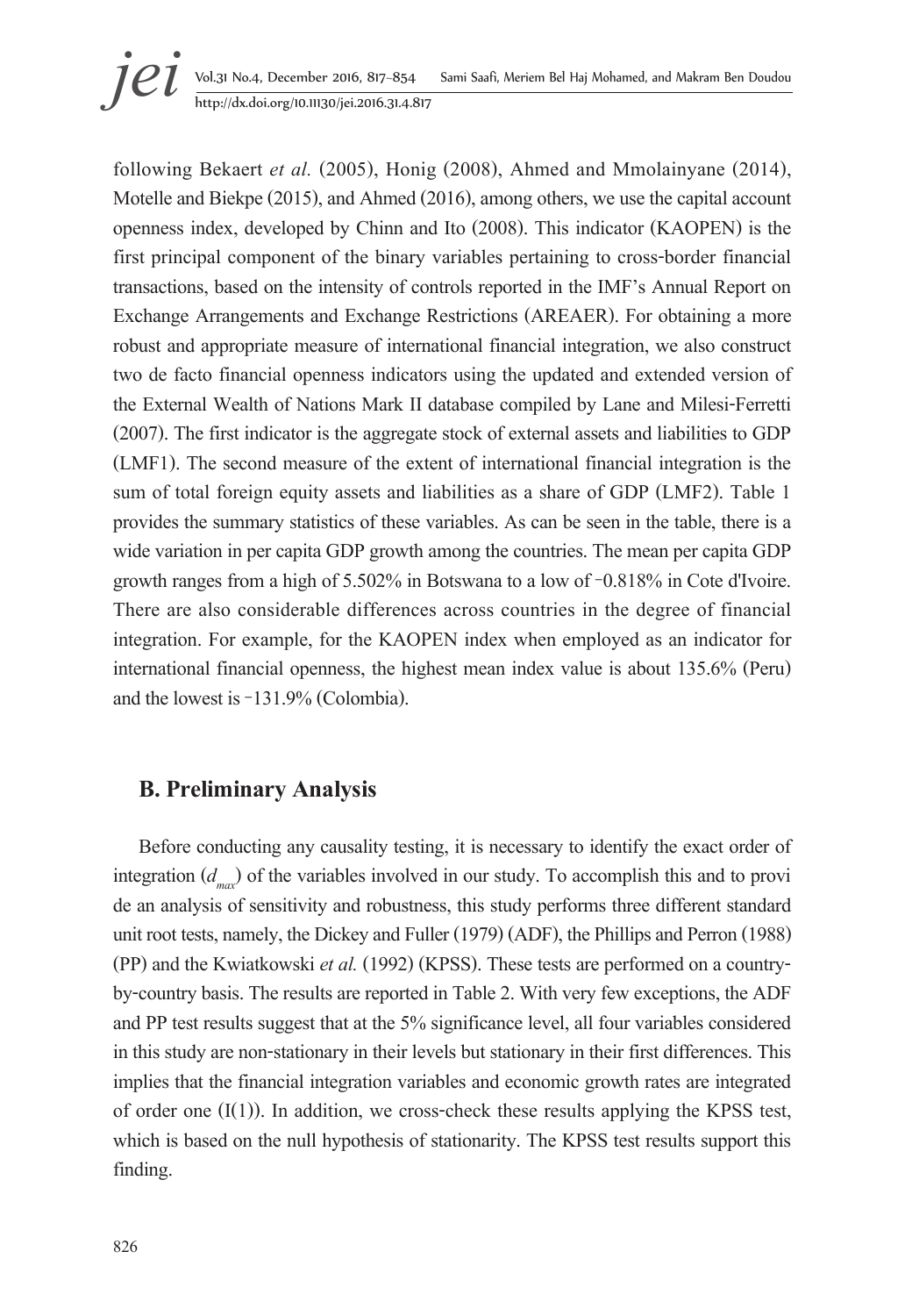following Bekaert *et al.* (2005), Honig (2008), Ahmed and Mmolainyane (2014), Motelle and Biekpe (2015), and Ahmed (2016), among others, we use the capital account openness index, developed by Chinn and Ito (2008). This indicator (KAOPEN) is the first principal component of the binary variables pertaining to cross-border financial transactions, based on the intensity of controls reported in the IMF's Annual Report on Exchange Arrangements and Exchange Restrictions (AREAER). For obtaining a more robust and appropriate measure of international financial integration, we also construct two de facto financial openness indicators using the updated and extended version of the External Wealth of Nations Mark II database compiled by Lane and Milesi-Ferretti (2007). The first indicator is the aggregate stock of external assets and liabilities to GDP (LMF1). The second measure of the extent of international financial integration is the sum of total foreign equity assets and liabilities as a share of GDP (LMF2). Table 1 provides the summary statistics of these variables. As can be seen in the table, there is a wide variation in per capita GDP growth among the countries. The mean per capita GDP growth ranges from a high of 5.502% in Botswana to a low of -0.818% in Cote d'Ivoire. There are also considerable differences across countries in the degree of financial integration. For example, for the KAOPEN index when employed as an indicator for international financial openness, the highest mean index value is about 135.6% (Peru) and the lowest is -131.9% (Colombia).

## B. Preliminary Analysis

Before conducting any causality testing, it is necessary to identify the exact order of integration ($d_{max}$) of the variables involved in our study. To accomplish this and to provi de an analysis of sensitivity and robustness, this study performs three different standard unit root tests, namely, the Dickey and Fuller (1979) (ADF), the Phillips and Perron (1988) (PP) and the Kwiatkowski *et al.* (1992) (KPSS). These tests are performed on a country-by-country basis. The results are reported in Table 2. With very few exceptions, the ADF and PP test results suggest that at the 5% significance level, all four variables considered in this study are non-stationary in their levels but stationary in their first differences. This implies that the financial integration variables and economic growth rates are integrated of order one (I(1)). In addition, we cross-check these results applying the KPSS test, which is based on the null hypothesis of stationarity. The KPSS test results support this finding.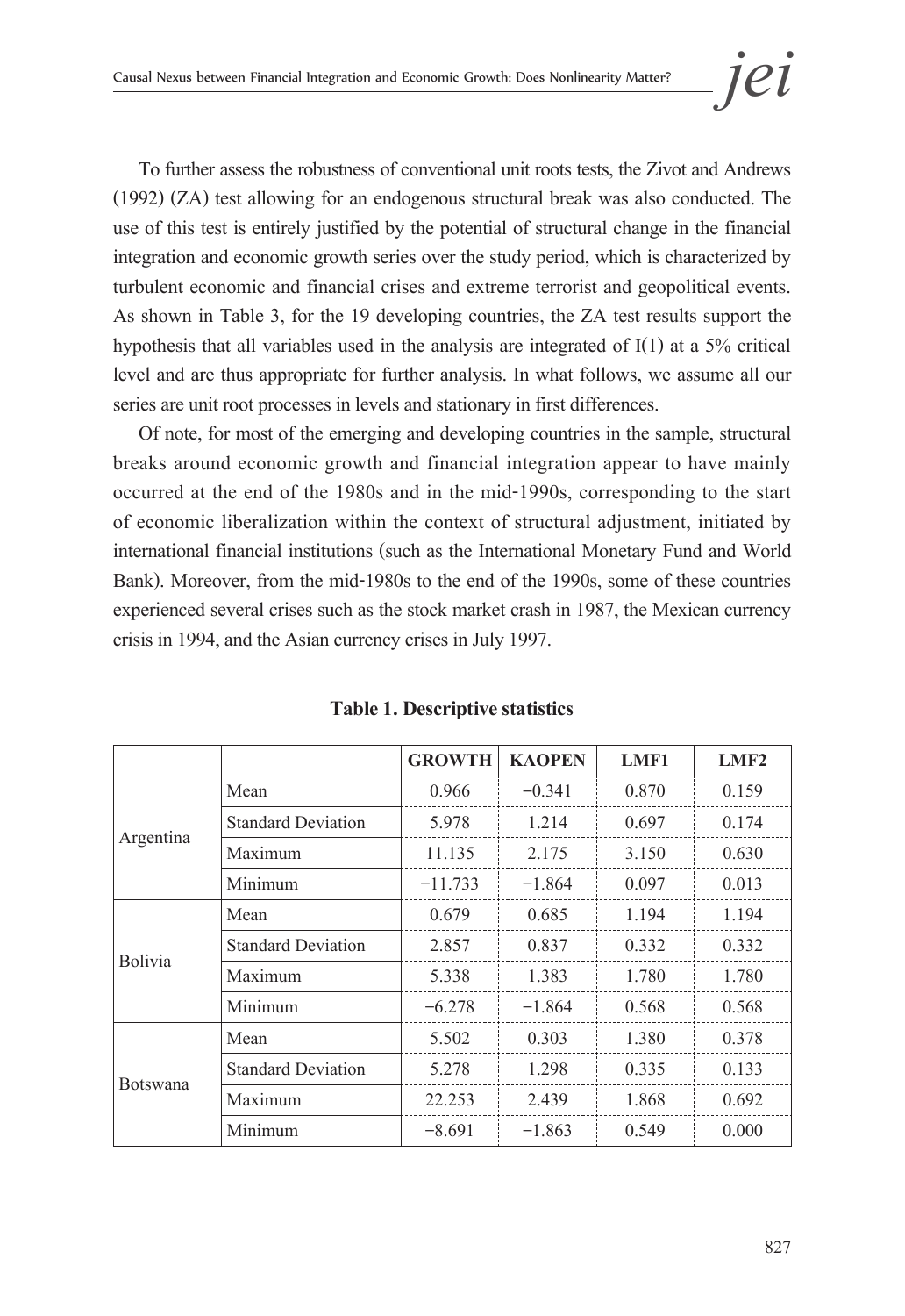To further assess the robustness of conventional unit roots tests, the Zivot and Andrews (1992) (ZA) test allowing for an endogenous structural break was also conducted. The use of this test is entirely justified by the potential of structural change in the financial integration and economic growth series over the study period, which is characterized by turbulent economic and financial crises and extreme terrorist and geopolitical events. As shown in Table 3, for the 19 developing countries, the ZA test results support the hypothesis that all variables used in the analysis are integrated of I(1) at a 5% critical level and are thus appropriate for further analysis. In what follows, we assume all our series are unit root processes in levels and stationary in first differences.

Of note, for most of the emerging and developing countries in the sample, structural breaks around economic growth and financial integration appear to have mainly occurred at the end of the 1980s and in the mid-1990s, corresponding to the start of economic liberalization within the context of structural adjustment, initiated by international financial institutions (such as the International Monetary Fund and World Bank). Moreover, from the mid-1980s to the end of the 1990s, some of these countries experienced several crises such as the stock market crash in 1987, the Mexican currency crisis in 1994, and the Asian currency crises in July 1997.

**Table 1. Descriptive statistics**

| | | GROWTH | KAOPEN | LMF1 | LMF2 |
|---|---|---|---|---|---|
| Argentina | Mean | 0.966 | −0.341 | 0.870 | 0.159 |
| | Standard Deviation | 5.978 | 1.214 | 0.697 | 0.174 |
| | Maximum | 11.135 | 2.175 | 3.150 | 0.630 |
| | Minimum | −11.733 | −1.864 | 0.097 | 0.013 |
| Bolivia | Mean | 0.679 | 0.685 | 1.194 | 1.194 |
| | Standard Deviation | 2.857 | 0.837 | 0.332 | 0.332 |
| | Maximum | 5.338 | 1.383 | 1.780 | 1.780 |
| | Minimum | −6.278 | −1.864 | 0.568 | 0.568 |
| Botswana | Mean | 5.502 | 0.303 | 1.380 | 0.378 |
| | Standard Deviation | 5.278 | 1.298 | 0.335 | 0.133 |
| | Maximum | 22.253 | 2.439 | 1.868 | 0.692 |
| | Minimum | −8.691 | −1.863 | 0.549 | 0.000 |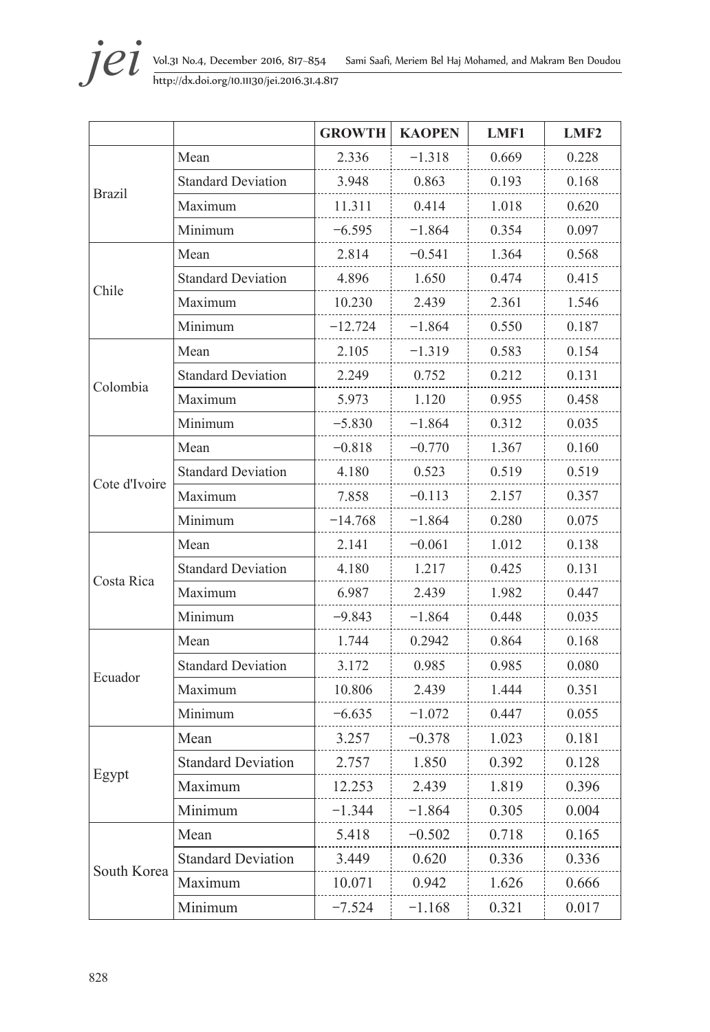| | | GROWTH | KAOPEN | LMF1 | LMF2 |
|---|---|---|---|---|---|
| Brazil | Mean | 2.336 | −1.318 | 0.669 | 0.228 |
| | Standard Deviation | 3.948 | 0.863 | 0.193 | 0.168 |
| | Maximum | 11.311 | 0.414 | 1.018 | 0.620 |
| | Minimum | −6.595 | −1.864 | 0.354 | 0.097 |
| Chile | Mean | 2.814 | −0.541 | 1.364 | 0.568 |
| | Standard Deviation | 4.896 | 1.650 | 0.474 | 0.415 |
| | Maximum | 10.230 | 2.439 | 2.361 | 1.546 |
| | Minimum | −12.724 | −1.864 | 0.550 | 0.187 |
| Colombia | Mean | 2.105 | −1.319 | 0.583 | 0.154 |
| | Standard Deviation | 2.249 | 0.752 | 0.212 | 0.131 |
| | Maximum | 5.973 | 1.120 | 0.955 | 0.458 |
| | Minimum | −5.830 | −1.864 | 0.312 | 0.035 |
| Cote d'Ivoire | Mean | −0.818 | −0.770 | 1.367 | 0.160 |
| | Standard Deviation | 4.180 | 0.523 | 0.519 | 0.519 |
| | Maximum | 7.858 | −0.113 | 2.157 | 0.357 |
| | Minimum | −14.768 | −1.864 | 0.280 | 0.075 |
| Costa Rica | Mean | 2.141 | −0.061 | 1.012 | 0.138 |
| | Standard Deviation | 4.180 | 1.217 | 0.425 | 0.131 |
| | Maximum | 6.987 | 2.439 | 1.982 | 0.447 |
| | Minimum | −9.843 | −1.864 | 0.448 | 0.035 |
| Ecuador | Mean | 1.744 | 0.2942 | 0.864 | 0.168 |
| | Standard Deviation | 3.172 | 0.985 | 0.985 | 0.080 |
| | Maximum | 10.806 | 2.439 | 1.444 | 0.351 |
| | Minimum | −6.635 | −1.072 | 0.447 | 0.055 |
| Egypt | Mean | 3.257 | −0.378 | 1.023 | 0.181 |
| | Standard Deviation | 2.757 | 1.850 | 0.392 | 0.128 |
| | Maximum | 12.253 | 2.439 | 1.819 | 0.396 |
| | Minimum | −1.344 | −1.864 | 0.305 | 0.004 |
| South Korea | Mean | 5.418 | −0.502 | 0.718 | 0.165 |
| | Standard Deviation | 3.449 | 0.620 | 0.336 | 0.336 |
| | Maximum | 10.071 | 0.942 | 1.626 | 0.666 |
| | Minimum | −7.524 | −1.168 | 0.321 | 0.017 |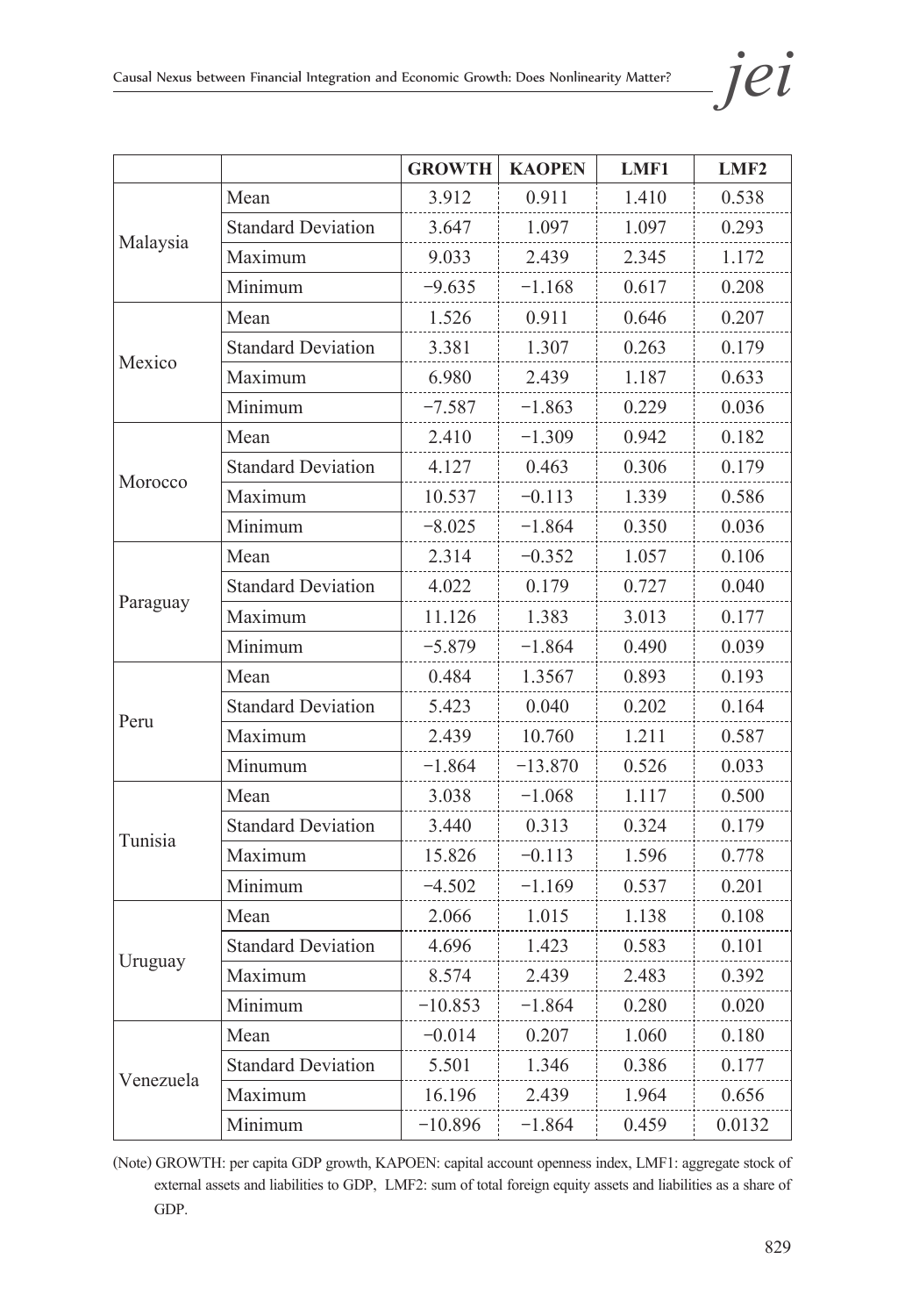| | | GROWTH | KAOPEN | LMF1 | LMF2 |
|---|---|---|---|---|---|
| Malaysia | Mean | 3.912 | 0.911 | 1.410 | 0.538 |
| | Standard Deviation | 3.647 | 1.097 | 1.097 | 0.293 |
| | Maximum | 9.033 | 2.439 | 2.345 | 1.172 |
| | Minimum | −9.635 | −1.168 | 0.617 | 0.208 |
| Mexico | Mean | 1.526 | 0.911 | 0.646 | 0.207 |
| | Standard Deviation | 3.381 | 1.307 | 0.263 | 0.179 |
| | Maximum | 6.980 | 2.439 | 1.187 | 0.633 |
| | Minimum | −7.587 | −1.863 | 0.229 | 0.036 |
| Morocco | Mean | 2.410 | −1.309 | 0.942 | 0.182 |
| | Standard Deviation | 4.127 | 0.463 | 0.306 | 0.179 |
| | Maximum | 10.537 | −0.113 | 1.339 | 0.586 |
| | Minimum | −8.025 | −1.864 | 0.350 | 0.036 |
| Paraguay | Mean | 2.314 | −0.352 | 1.057 | 0.106 |
| | Standard Deviation | 4.022 | 0.179 | 0.727 | 0.040 |
| | Maximum | 11.126 | 1.383 | 3.013 | 0.177 |
| | Minimum | −5.879 | −1.864 | 0.490 | 0.039 |
| Peru | Mean | 0.484 | 1.3567 | 0.893 | 0.193 |
| | Standard Deviation | 5.423 | 0.040 | 0.202 | 0.164 |
| | Maximum | 2.439 | 10.760 | 1.211 | 0.587 |
| | Minumum | −1.864 | −13.870 | 0.526 | 0.033 |
| Tunisia | Mean | 3.038 | −1.068 | 1.117 | 0.500 |
| | Standard Deviation | 3.440 | 0.313 | 0.324 | 0.179 |
| | Maximum | 15.826 | −0.113 | 1.596 | 0.778 |
| | Minimum | −4.502 | −1.169 | 0.537 | 0.201 |
| Uruguay | Mean | 2.066 | 1.015 | 1.138 | 0.108 |
| | Standard Deviation | 4.696 | 1.423 | 0.583 | 0.101 |
| | Maximum | 8.574 | 2.439 | 2.483 | 0.392 |
| | Minimum | −10.853 | −1.864 | 0.280 | 0.020 |
| Venezuela | Mean | −0.014 | 0.207 | 1.060 | 0.180 |
| | Standard Deviation | 5.501 | 1.346 | 0.386 | 0.177 |
| | Maximum | 16.196 | 2.439 | 1.964 | 0.656 |
| | Minimum | −10.896 | −1.864 | 0.459 | 0.0132 |

(Note) GROWTH: per capita GDP growth, KAPOEN: capital account openness index, LMF1: aggregate stock of external assets and liabilities to GDP, LMF2: sum of total foreign equity assets and liabilities as a share of GDP.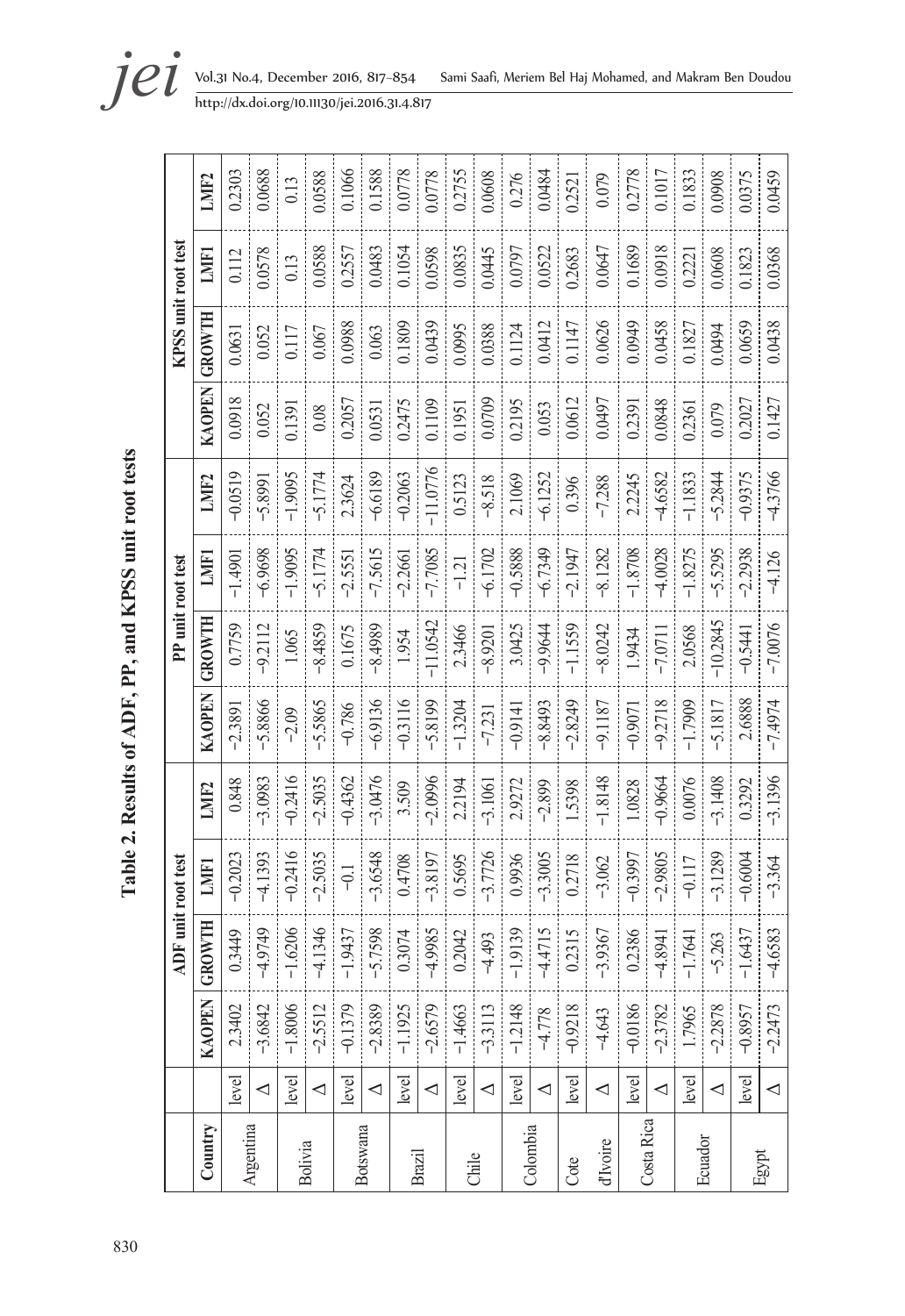**Table 2. Results of ADF, PP, and KPSS unit root tests**

| Country | | ADF unit root test | | | | PP unit root test | | | | KPSS unit root test | | | |
|---|---|---|---|---|---|---|---|---|---|---|---|---|---|
| | | KAOPEN | GROWTH | LMF1 | LMF2 | KAOPEN | GROWTH | LMF1 | LMF2 | KAOPEN | GROWTH | LMF1 | LMF2 |
| Argentina | level | 2.3402 | 0.3449 | −0.2023 | 0.848 | −2.3891 | 0.7759 | −1.4901 | −0.0519 | 0.0918 | 0.0631 | 0.112 | 0.2303 |
| | Δ | −3.6842 | −4.9749 | −4.1393 | −3.0983 | −5.8866 | −9.2112 | −6.9698 | −5.8991 | 0.052 | 0.052 | 0.0578 | 0.0688 |
| Bolivia | level | −1.8006 | −1.6206 | −0.2416 | −0.2416 | −2.09 | 1.065 | −1.9095 | −1.9095 | 0.1391 | 0.117 | 0.13 | 0.13 |
| | Δ | −2.5512 | −4.1346 | −2.5035 | −2.5035 | −5.5865 | −8.4859 | −5.1774 | −5.1774 | 0.08 | 0.067 | 0.0588 | 0.0588 |
| Botswana | level | −0.1379 | −1.9437 | −0.1 | −0.4362 | −0.786 | 0.1675 | −2.5551 | 2.3624 | 0.2057 | 0.0988 | 0.2557 | 0.1066 |
| | Δ | −2.8389 | −5.7598 | −3.6548 | −3.0476 | −6.9136 | −8.4989 | −7.5615 | −6.6189 | 0.0531 | 0.063 | 0.0483 | 0.1588 |
| Brazil | level | −1.1925 | 0.3074 | 0.4708 | 3.509 | −0.3116 | 1.954 | −2.2661 | −0.2063 | 0.2475 | 0.1809 | 0.1054 | 0.0778 |
| | Δ | −2.6579 | −4.9985 | −3.8197 | −2.0996 | −5.8199 | −11.0542 | −7.7085 | −11.0776 | 0.1109 | 0.0439 | 0.0598 | 0.0778 |
| Chile | level | −1.4663 | 0.2042 | 0.5695 | 2.2194 | −1.3204 | 2.3466 | −1.21 | 0.5123 | 0.1951 | 0.0995 | 0.0835 | 0.2755 |
| | Δ | −3.3113 | −4.493 | −3.7726 | −3.1061 | −7.231 | −8.9201 | −6.1702 | −8.518 | 0.0709 | 0.0388 | 0.0445 | 0.0608 |
| Colombia | level | −1.2148 | −1.9139 | 0.9936 | 2.9272 | −0.9141 | 3.0425 | −0.5888 | 2.1069 | 0.2195 | 0.1124 | 0.0797 | 0.276 |
| | Δ | −4.778 | −4.4715 | −3.3005 | −2.899 | −8.8493 | −9.9644 | −6.7349 | −6.1252 | 0.053 | 0.0412 | 0.0522 | 0.0484 |
| Cote d'Ivoire | level | −0.9218 | 0.2315 | 0.2718 | 1.5398 | −2.8249 | −1.1559 | −2.1947 | 0.396 | 0.0612 | 0.1147 | 0.2683 | 0.2521 |
| | Δ | −4.643 | −3.9367 | −3.062 | −1.8148 | −9.1187 | −8.0242 | −8.1282 | −7.288 | 0.0497 | 0.0626 | 0.0647 | 0.079 |
| Costa Rica | level | −0.0186 | 0.2386 | −0.3997 | 1.0828 | −0.9071 | 1.9434 | −1.8708 | 2.2245 | 0.2391 | 0.0949 | 0.1689 | 0.2778 |
| | Δ | −2.3782 | −4.8941 | −2.9805 | −0.9664 | −9.2718 | −7.0711 | −4.0028 | −4.6582 | 0.0848 | 0.0458 | 0.0918 | 0.1017 |
| Ecuador | level | 1.7965 | −1.7641 | −0.117 | 0.0076 | −1.7909 | 2.0568 | −1.8275 | −1.1833 | 0.2361 | 0.1827 | 0.2221 | 0.1833 |
| | Δ | −2.2878 | −5.263 | −3.1289 | −3.1408 | −5.1817 | −10.2845 | −5.5295 | −5.2844 | 0.079 | 0.0494 | 0.0608 | 0.0908 |
| Egypt | level | −0.8957 | −1.6437 | −0.6004 | 0.3292 | 2.6888 | −0.5441 | −2.2938 | −0.9375 | 0.2027 | 0.0659 | 0.1823 | 0.0375 |
| | Δ | −2.2473 | −4.6583 | −3.364 | −3.1396 | −7.4974 | −7.0076 | −4.126 | −4.3766 | 0.1427 | 0.0438 | 0.0368 | 0.0459 |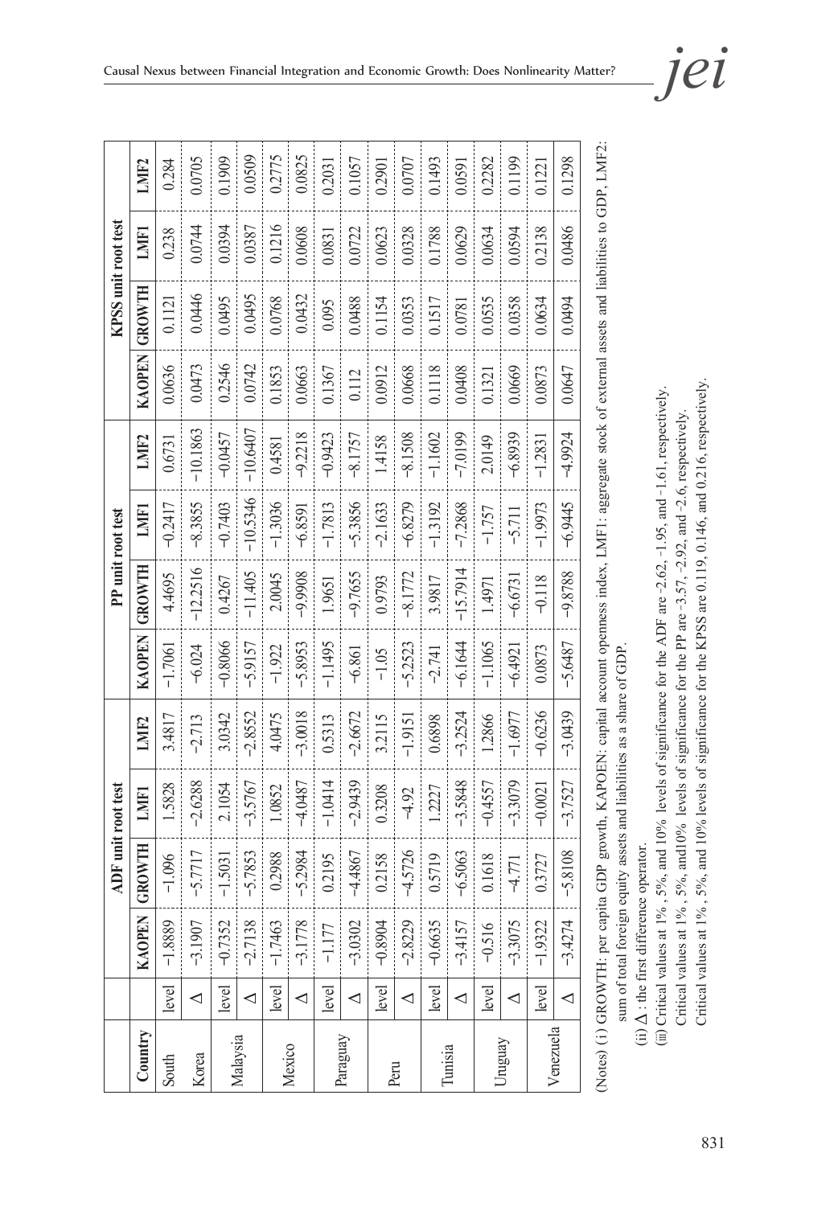| Country | | ADF unit root test | | | | PP unit root test | | | | KPSS unit root test | | | |
|---|---|---|---|---|---|---|---|---|---|---|---|---|---|
| | | KAOPEN | GROWTH | LMF1 | LMF2 | KAOPEN | GROWTH | LMF1 | LMF2 | KAOPEN | GROWTH | LMF1 | LMF2 |
| South Korea | level | −1.8889 | −1.096 | 1.5828 | 3.4817 | −1.7061 | 4.4695 | −0.2417 | 0.6731 | 0.0636 | 0.1121 | 0.238 | 0.284 |
| | Δ | −3.1907 | −5.7717 | −2.6288 | −2.713 | −6.024 | −12.2516 | −8.3855 | −10.1863 | 0.0473 | 0.0446 | 0.0744 | 0.0705 |
| Malaysia | level | −0.7352 | −1.5031 | 2.1054 | 3.0342 | −0.8066 | 0.4267 | −0.7403 | −0.0457 | 0.2546 | 0.0495 | 0.0394 | 0.1909 |
| | Δ | −2.7138 | −5.7853 | −3.5767 | −2.8552 | −5.9157 | −11.405 | −10.5346 | −10.6407 | 0.0742 | 0.0495 | 0.0387 | 0.0509 |
| Mexico | level | −1.7463 | 0.2988 | 1.0852 | 4.0475 | −1.922 | 2.0045 | −1.3036 | 0.4581 | 0.1853 | 0.0768 | 0.1216 | 0.2775 |
| | Δ | −3.1778 | −5.2984 | −4.0487 | −3.0018 | −5.8953 | −9.9908 | −6.8591 | −9.2218 | 0.0663 | 0.0432 | 0.0608 | 0.0825 |
| Paraguay | level | −1.177 | 0.2195 | −1.0414 | 0.5313 | −1.1495 | 1.9651 | −1.7813 | −0.9423 | 0.1367 | 0.095 | 0.0831 | 0.2031 |
| | Δ | −3.0302 | −4.4867 | −2.9439 | −2.6672 | −6.861 | −9.7655 | −5.3856 | −8.1757 | 0.112 | 0.0488 | 0.0722 | 0.1057 |
| Peru | level | −0.8904 | 0.2158 | 0.3208 | 3.2115 | −1.05 | 0.9793 | −2.1633 | 1.4158 | 0.0912 | 0.1154 | 0.0623 | 0.2901 |
| | Δ | −2.8229 | −4.5726 | −4.92 | −1.9151 | −5.2523 | −8.1772 | −6.8279 | −8.1508 | 0.0668 | 0.0353 | 0.0328 | 0.0707 |
| Tunisia | level | −0.6635 | 0.5719 | 1.2227 | 0.6898 | −2.741 | 3.9817 | −1.3192 | −1.1602 | 0.1118 | 0.1517 | 0.1788 | 0.1493 |
| | Δ | −3.4157 | −6.5063 | −3.5848 | −3.2524 | −6.1644 | −15.7914 | −7.2868 | −7.0199 | 0.0408 | 0.0781 | 0.0629 | 0.0591 |
| Uruguay | level | −0.516 | 0.1618 | −0.4557 | 1.2866 | −1.1065 | 1.4971 | −1.757 | 2.0149 | 0.1321 | 0.0535 | 0.0634 | 0.2282 |
| | Δ | −3.3075 | −4.771 | −3.3079 | −1.6977 | −6.4921 | −6.6731 | −5.711 | −6.8939 | 0.0669 | 0.0358 | 0.0594 | 0.1199 |
| Venezuela | level | −1.9322 | 0.3727 | −0.0021 | −0.6236 | 0.0873 | −0.118 | −1.9973 | −1.2831 | 0.0873 | 0.0634 | 0.2138 | 0.1221 |
| | Δ | −3.4274 | −5.8108 | −3.7527 | −3.0439 | −5.6487 | −9.8788 | −6.9445 | −4.9924 | 0.0647 | 0.0494 | 0.0486 | 0.1298 |

(Notes) (i) GROWTH: per capita GDP growth, KAOPEN: capital account openness index, LMF1: aggregate stock of external assets and liabilities to GDP, LMF2: sum of total foreign equity assets and liabilities as a share of GDP.

(ii) Δ : the first difference operator.

(iii) Critical values at 1%, 5%, and 10% levels of significance for the ADF are −2.62, −1.95, and −1.61, respectively.
Critical values at 1%, 5%, and 10% levels of significance for the PP are −3.57, −2.92, and −2.6, respectively.
Critical values at 1%, 5%, and 10% levels of significance for the KPSS are 0.119, 0.146, and 0.216, respectively.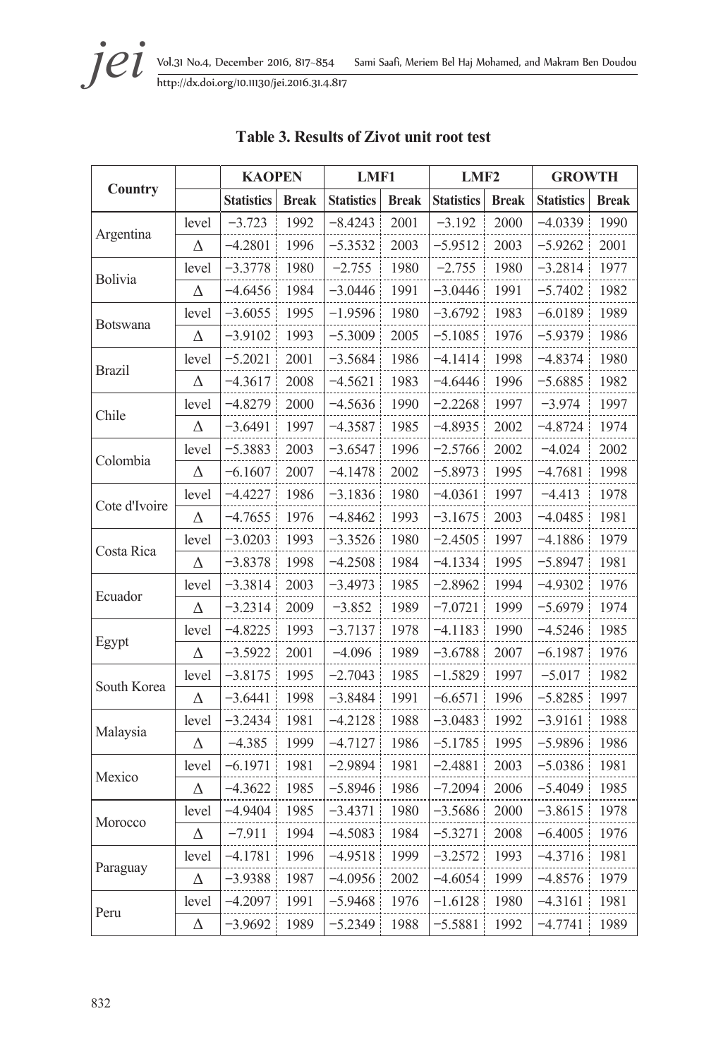**Table 3. Results of Zivot unit root test**

| Country | | KAOPEN | | LMF1 | | LMF2 | | GROWTH | |
|---|---|---|---|---|---|---|---|---|---|
| | | Statistics | Break | Statistics | Break | Statistics | Break | Statistics | Break |
| Argentina | level | −3.723 | 1992 | −8.4243 | 2001 | −3.192 | 2000 | −4.0339 | 1990 |
| | Δ | −4.2801 | 1996 | −5.3532 | 2003 | −5.9512 | 2003 | −5.9262 | 2001 |
| Bolivia | level | −3.3778 | 1980 | −2.755 | 1980 | −2.755 | 1980 | −3.2814 | 1977 |
| | Δ | −4.6456 | 1984 | −3.0446 | 1991 | −3.0446 | 1991 | −5.7402 | 1982 |
| Botswana | level | −3.6055 | 1995 | −1.9596 | 1980 | −3.6792 | 1983 | −6.0189 | 1989 |
| | Δ | −3.9102 | 1993 | −5.3009 | 2005 | −5.1085 | 1976 | −5.9379 | 1986 |
| Brazil | level | −5.2021 | 2001 | −3.5684 | 1986 | −4.1414 | 1998 | −4.8374 | 1980 |
| | Δ | −4.3617 | 2008 | −4.5621 | 1983 | −4.6446 | 1996 | −5.6885 | 1982 |
| Chile | level | −4.8279 | 2000 | −4.5636 | 1990 | −2.2268 | 1997 | −3.974 | 1997 |
| | Δ | −3.6491 | 1997 | −4.3587 | 1985 | −4.8935 | 2002 | −4.8724 | 1974 |
| Colombia | level | −5.3883 | 2003 | −3.6547 | 1996 | −2.5766 | 2002 | −4.024 | 2002 |
| | Δ | −6.1607 | 2007 | −4.1478 | 2002 | −5.8973 | 1995 | −4.7681 | 1998 |
| Cote d'Ivoire | level | −4.4227 | 1986 | −3.1836 | 1980 | −4.0361 | 1997 | −4.413 | 1978 |
| | Δ | −4.7655 | 1976 | −4.8462 | 1993 | −3.1675 | 2003 | −4.0485 | 1981 |
| Costa Rica | level | −3.0203 | 1993 | −3.3526 | 1980 | −2.4505 | 1997 | −4.1886 | 1979 |
| | Δ | −3.8378 | 1998 | −4.2508 | 1984 | −4.1334 | 1995 | −5.8947 | 1981 |
| Ecuador | level | −3.3814 | 2003 | −3.4973 | 1985 | −2.8962 | 1994 | −4.9302 | 1976 |
| | Δ | −3.2314 | 2009 | −3.852 | 1989 | −7.0721 | 1999 | −5.6979 | 1974 |
| Egypt | level | −4.8225 | 1993 | −3.7137 | 1978 | −4.1183 | 1990 | −4.5246 | 1985 |
| | Δ | −3.5922 | 2001 | −4.096 | 1989 | −3.6788 | 2007 | −6.1987 | 1976 |
| South Korea | level | −3.8175 | 1995 | −2.7043 | 1985 | −1.5829 | 1997 | −5.017 | 1982 |
| | Δ | −3.6441 | 1998 | −3.8484 | 1991 | −6.6571 | 1996 | −5.8285 | 1997 |
| Malaysia | level | −3.2434 | 1981 | −4.2128 | 1988 | −3.0483 | 1992 | −3.9161 | 1988 |
| | Δ | −4.385 | 1999 | −4.7127 | 1986 | −5.1785 | 1995 | −5.9896 | 1986 |
| Mexico | level | −6.1971 | 1981 | −2.9894 | 1981 | −2.4881 | 2003 | −5.0386 | 1981 |
| | Δ | −4.3622 | 1985 | −5.8946 | 1986 | −7.2094 | 2006 | −5.4049 | 1985 |
| Morocco | level | −4.9404 | 1985 | −3.4371 | 1980 | −3.5686 | 2000 | −3.8615 | 1978 |
| | Δ | −7.911 | 1994 | −4.5083 | 1984 | −5.3271 | 2008 | −6.4005 | 1976 |
| Paraguay | level | −4.1781 | 1996 | −4.9518 | 1999 | −3.2572 | 1993 | −4.3716 | 1981 |
| | Δ | −3.9388 | 1987 | −4.0956 | 2002 | −4.6054 | 1999 | −4.8576 | 1979 |
| Peru | level | −4.2097 | 1991 | −5.9468 | 1976 | −1.6128 | 1980 | −4.3161 | 1981 |
| | Δ | −3.9692 | 1989 | −5.2349 | 1988 | −5.5881 | 1992 | −4.7741 | 1989 |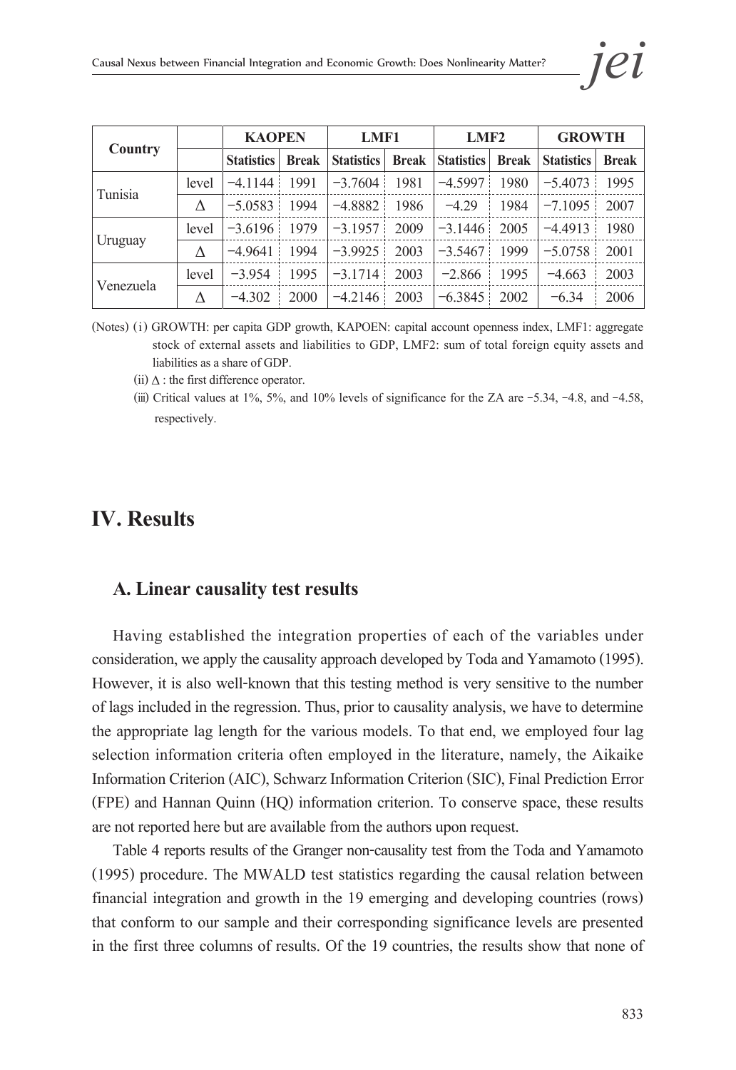| Country | | KAOPEN | | LMF1 | | LMF2 | | GROWTH | |
|---|---|---|---|---|---|---|---|---|---|
| | | Statistics | Break | Statistics | Break | Statistics | Break | Statistics | Break |
| Tunisia | level | −4.1144 | 1991 | −3.7604 | 1981 | −4.5997 | 1980 | −5.4073 | 1995 |
| | Δ | −5.0583 | 1994 | −4.8882 | 1986 | −4.29 | 1984 | −7.1095 | 2007 |
| Uruguay | level | −3.6196 | 1979 | −3.1957 | 2009 | −3.1446 | 2005 | −4.4913 | 1980 |
| | Δ | −4.9641 | 1994 | −3.9925 | 2003 | −3.5467 | 1999 | −5.0758 | 2001 |
| Venezuela | level | −3.954 | 1995 | −3.1714 | 2003 | −2.866 | 1995 | −4.663 | 2003 |
| | Δ | −4.302 | 2000 | −4.2146 | 2003 | −6.3845 | 2002 | −6.34 | 2006 |

(Notes) (i) GROWTH: per capita GDP growth, KAPOEN: capital account openness index, LMF1: aggregate stock of external assets and liabilities to GDP, LMF2: sum of total foreign equity assets and liabilities as a share of GDP.

(ii) Δ : the first difference operator.

(iii) Critical values at 1%, 5%, and 10% levels of significance for the ZA are −5.34, −4.8, and −4.58, respectively.

# IV. Results

## A. Linear causality test results

Having established the integration properties of each of the variables under consideration, we apply the causality approach developed by Toda and Yamamoto (1995). However, it is also well-known that this testing method is very sensitive to the number of lags included in the regression. Thus, prior to causality analysis, we have to determine the appropriate lag length for the various models. To that end, we employed four lag selection information criteria often employed in the literature, namely, the Aikaike Information Criterion (AIC), Schwarz Information Criterion (SIC), Final Prediction Error (FPE) and Hannan Quinn (HQ) information criterion. To conserve space, these results are not reported here but are available from the authors upon request.

Table 4 reports results of the Granger non-causality test from the Toda and Yamamoto (1995) procedure. The MWALD test statistics regarding the causal relation between financial integration and growth in the 19 emerging and developing countries (rows) that conform to our sample and their corresponding significance levels are presented in the first three columns of results. Of the 19 countries, the results show that none of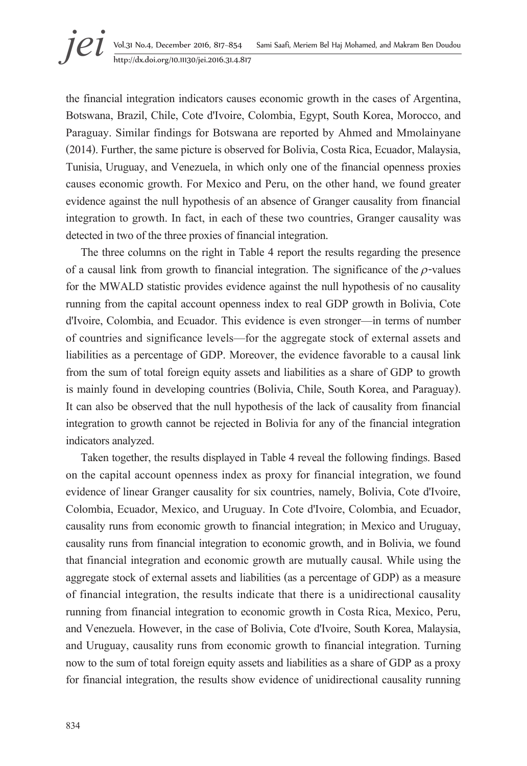the financial integration indicators causes economic growth in the cases of Argentina, Botswana, Brazil, Chile, Cote d'Ivoire, Colombia, Egypt, South Korea, Morocco, and Paraguay. Similar findings for Botswana are reported by Ahmed and Mmolainyane (2014). Further, the same picture is observed for Bolivia, Costa Rica, Ecuador, Malaysia, Tunisia, Uruguay, and Venezuela, in which only one of the financial openness proxies causes economic growth. For Mexico and Peru, on the other hand, we found greater evidence against the null hypothesis of an absence of Granger causality from financial integration to growth. In fact, in each of these two countries, Granger causality was detected in two of the three proxies of financial integration.

The three columns on the right in Table 4 report the results regarding the presence of a causal link from growth to financial integration. The significance of the $\rho$-values for the MWALD statistic provides evidence against the null hypothesis of no causality running from the capital account openness index to real GDP growth in Bolivia, Cote d'Ivoire, Colombia, and Ecuador. This evidence is even stronger—in terms of number of countries and significance levels—for the aggregate stock of external assets and liabilities as a percentage of GDP. Moreover, the evidence favorable to a causal link from the sum of total foreign equity assets and liabilities as a share of GDP to growth is mainly found in developing countries (Bolivia, Chile, South Korea, and Paraguay). It can also be observed that the null hypothesis of the lack of causality from financial integration to growth cannot be rejected in Bolivia for any of the financial integration indicators analyzed.

Taken together, the results displayed in Table 4 reveal the following findings. Based on the capital account openness index as proxy for financial integration, we found evidence of linear Granger causality for six countries, namely, Bolivia, Cote d'Ivoire, Colombia, Ecuador, Mexico, and Uruguay. In Cote d'Ivoire, Colombia, and Ecuador, causality runs from economic growth to financial integration; in Mexico and Uruguay, causality runs from financial integration to economic growth, and in Bolivia, we found that financial integration and economic growth are mutually causal. While using the aggregate stock of external assets and liabilities (as a percentage of GDP) as a measure of financial integration, the results indicate that there is a unidirectional causality running from financial integration to economic growth in Costa Rica, Mexico, Peru, and Venezuela. However, in the case of Bolivia, Cote d'Ivoire, South Korea, Malaysia, and Uruguay, causality runs from economic growth to financial integration. Turning now to the sum of total foreign equity assets and liabilities as a share of GDP as a proxy for financial integration, the results show evidence of unidirectional causality running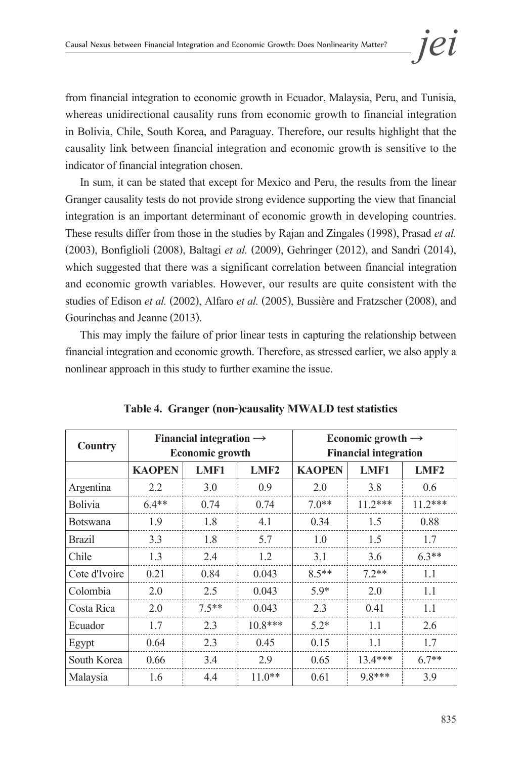from financial integration to economic growth in Ecuador, Malaysia, Peru, and Tunisia, whereas unidirectional causality runs from economic growth to financial integration in Bolivia, Chile, South Korea, and Paraguay. Therefore, our results highlight that the causality link between financial integration and economic growth is sensitive to the indicator of financial integration chosen.

In sum, it can be stated that except for Mexico and Peru, the results from the linear Granger causality tests do not provide strong evidence supporting the view that financial integration is an important determinant of economic growth in developing countries. These results differ from those in the studies by Rajan and Zingales (1998), Prasad *et al.* (2003), Bonfiglioli (2008), Baltagi *et al.* (2009), Gehringer (2012), and Sandri (2014), which suggested that there was a significant correlation between financial integration and economic growth variables. However, our results are quite consistent with the studies of Edison *et al.* (2002), Alfaro *et al.* (2005), Bussière and Fratzscher (2008), and Gourinchas and Jeanne (2013).

This may imply the failure of prior linear tests in capturing the relationship between financial integration and economic growth. Therefore, as stressed earlier, we also apply a nonlinear approach in this study to further examine the issue.

**Table 4. Granger (non-)causality MWALD test statistics**

| Country | Financial integration → Economic growth | | | Economic growth → Financial integration | | |
|---|---|---|---|---|---|---|
| | **KAOPEN** | **LMF1** | **LMF2** | **KAOPEN** | **LMF1** | **LMF2** |
| Argentina | 2.2 | 3.0 | 0.9 | 2.0 | 3.8 | 0.6 |
| Bolivia | 6.4** | 0.74 | 0.74 | 7.0** | 11.2*** | 11.2*** |
| Botswana | 1.9 | 1.8 | 4.1 | 0.34 | 1.5 | 0.88 |
| Brazil | 3.3 | 1.8 | 5.7 | 1.0 | 1.5 | 1.7 |
| Chile | 1.3 | 2.4 | 1.2 | 3.1 | 3.6 | 6.3** |
| Cote d'Ivoire | 0.21 | 0.84 | 0.043 | 8.5** | 7.2** | 1.1 |
| Colombia | 2.0 | 2.5 | 0.043 | 5.9* | 2.0 | 1.1 |
| Costa Rica | 2.0 | 7.5** | 0.043 | 2.3 | 0.41 | 1.1 |
| Ecuador | 1.7 | 2.3 | 10.8*** | 5.2* | 1.1 | 2.6 |
| Egypt | 0.64 | 2.3 | 0.45 | 0.15 | 1.1 | 1.7 |
| South Korea | 0.66 | 3.4 | 2.9 | 0.65 | 13.4*** | 6.7** |
| Malaysia | 1.6 | 4.4 | 11.0** | 0.61 | 9.8*** | 3.9 |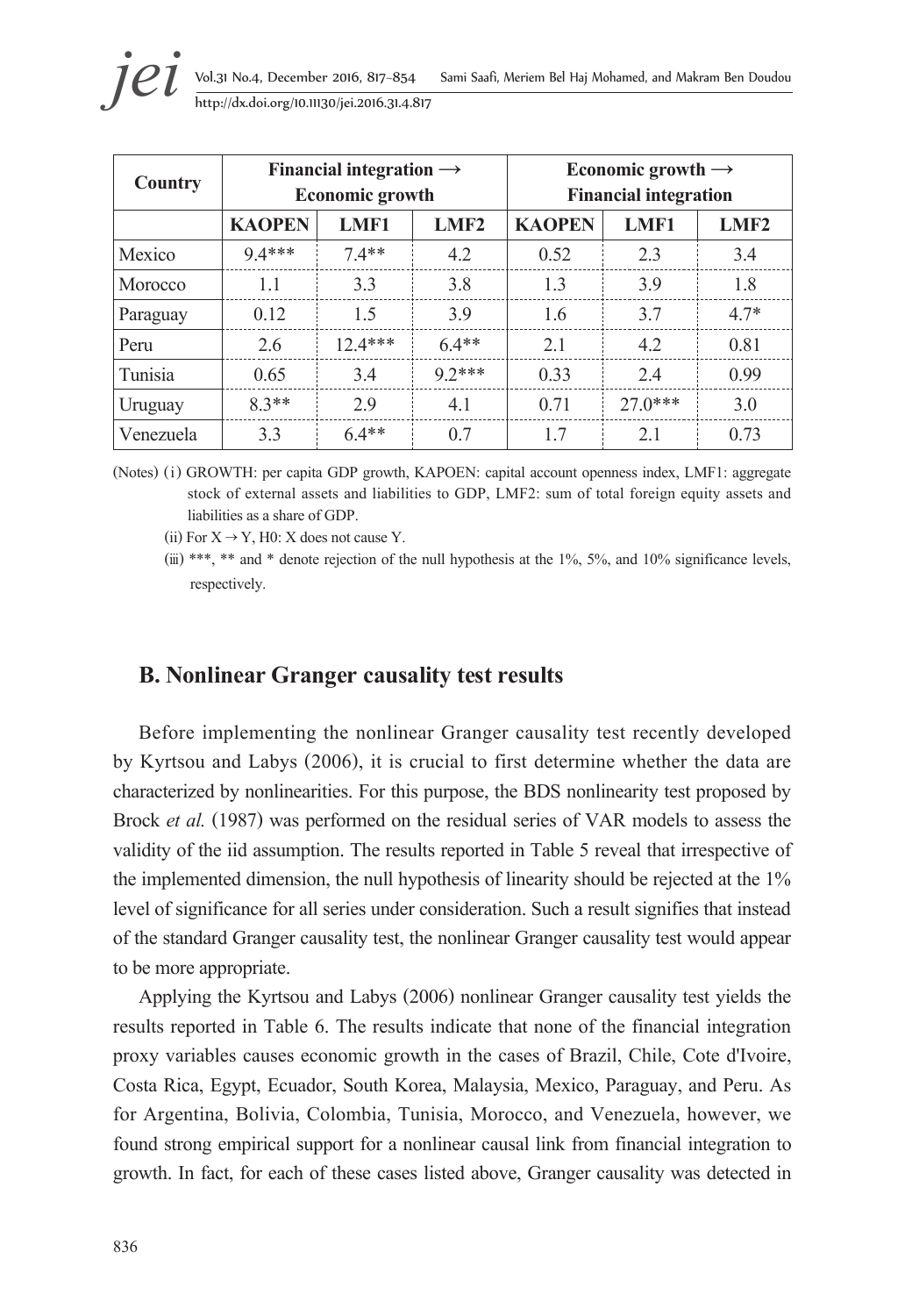| Country | Financial integration → Economic growth | | | Economic growth → Financial integration | | |
|---|---|---|---|---|---|---|
| | **KAOPEN** | **LMF1** | **LMF2** | **KAOPEN** | **LMF1** | **LMF2** |
| Mexico | 9.4*** | 7.4** | 4.2 | 0.52 | 2.3 | 3.4 |
| Morocco | 1.1 | 3.3 | 3.8 | 1.3 | 3.9 | 1.8 |
| Paraguay | 0.12 | 1.5 | 3.9 | 1.6 | 3.7 | 4.7* |
| Peru | 2.6 | 12.4*** | 6.4** | 2.1 | 4.2 | 0.81 |
| Tunisia | 0.65 | 3.4 | 9.2*** | 0.33 | 2.4 | 0.99 |
| Uruguay | 8.3** | 2.9 | 4.1 | 0.71 | 27.0*** | 3.0 |
| Venezuela | 3.3 | 6.4** | 0.7 | 1.7 | 2.1 | 0.73 |

(Notes) (i) GROWTH: per capita GDP growth, KAPOEN: capital account openness index, LMF1: aggregate stock of external assets and liabilities to GDP, LMF2: sum of total foreign equity assets and liabilities as a share of GDP.

(ii) For X → Y, H0: X does not cause Y.

(iii) ***, ** and * denote rejection of the null hypothesis at the 1%, 5%, and 10% significance levels, respectively.

## B. Nonlinear Granger causality test results

Before implementing the nonlinear Granger causality test recently developed by Kyrtsou and Labys (2006), it is crucial to first determine whether the data are characterized by nonlinearities. For this purpose, the BDS nonlinearity test proposed by Brock *et al.* (1987) was performed on the residual series of VAR models to assess the validity of the iid assumption. The results reported in Table 5 reveal that irrespective of the implemented dimension, the null hypothesis of linearity should be rejected at the 1% level of significance for all series under consideration. Such a result signifies that instead of the standard Granger causality test, the nonlinear Granger causality test would appear to be more appropriate.

Applying the Kyrtsou and Labys (2006) nonlinear Granger causality test yields the results reported in Table 6. The results indicate that none of the financial integration proxy variables causes economic growth in the cases of Brazil, Chile, Cote d'Ivoire, Costa Rica, Egypt, Ecuador, South Korea, Malaysia, Mexico, Paraguay, and Peru. As for Argentina, Bolivia, Colombia, Tunisia, Morocco, and Venezuela, however, we found strong empirical support for a nonlinear causal link from financial integration to growth. In fact, for each of these cases listed above, Granger causality was detected in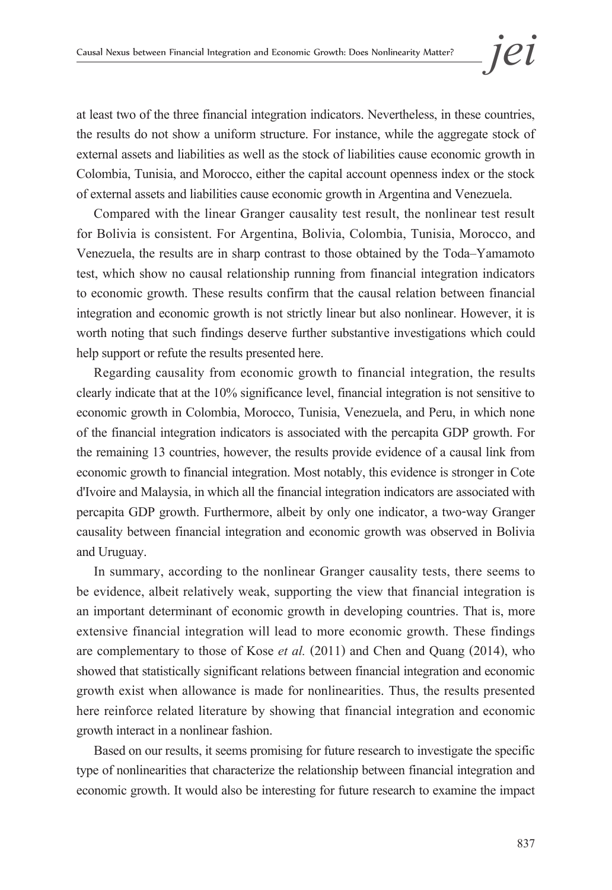at least two of the three financial integration indicators. Nevertheless, in these countries, the results do not show a uniform structure. For instance, while the aggregate stock of external assets and liabilities as well as the stock of liabilities cause economic growth in Colombia, Tunisia, and Morocco, either the capital account openness index or the stock of external assets and liabilities cause economic growth in Argentina and Venezuela.

Compared with the linear Granger causality test result, the nonlinear test result for Bolivia is consistent. For Argentina, Bolivia, Colombia, Tunisia, Morocco, and Venezuela, the results are in sharp contrast to those obtained by the Toda–Yamamoto test, which show no causal relationship running from financial integration indicators to economic growth. These results confirm that the causal relation between financial integration and economic growth is not strictly linear but also nonlinear. However, it is worth noting that such findings deserve further substantive investigations which could help support or refute the results presented here.

Regarding causality from economic growth to financial integration, the results clearly indicate that at the 10% significance level, financial integration is not sensitive to economic growth in Colombia, Morocco, Tunisia, Venezuela, and Peru, in which none of the financial integration indicators is associated with the percapita GDP growth. For the remaining 13 countries, however, the results provide evidence of a causal link from economic growth to financial integration. Most notably, this evidence is stronger in Cote d'Ivoire and Malaysia, in which all the financial integration indicators are associated with percapita GDP growth. Furthermore, albeit by only one indicator, a two-way Granger causality between financial integration and economic growth was observed in Bolivia and Uruguay.

In summary, according to the nonlinear Granger causality tests, there seems to be evidence, albeit relatively weak, supporting the view that financial integration is an important determinant of economic growth in developing countries. That is, more extensive financial integration will lead to more economic growth. These findings are complementary to those of Kose *et al.* (2011) and Chen and Quang (2014), who showed that statistically significant relations between financial integration and economic growth exist when allowance is made for nonlinearities. Thus, the results presented here reinforce related literature by showing that financial integration and economic growth interact in a nonlinear fashion.

Based on our results, it seems promising for future research to investigate the specific type of nonlinearities that characterize the relationship between financial integration and economic growth. It would also be interesting for future research to examine the impact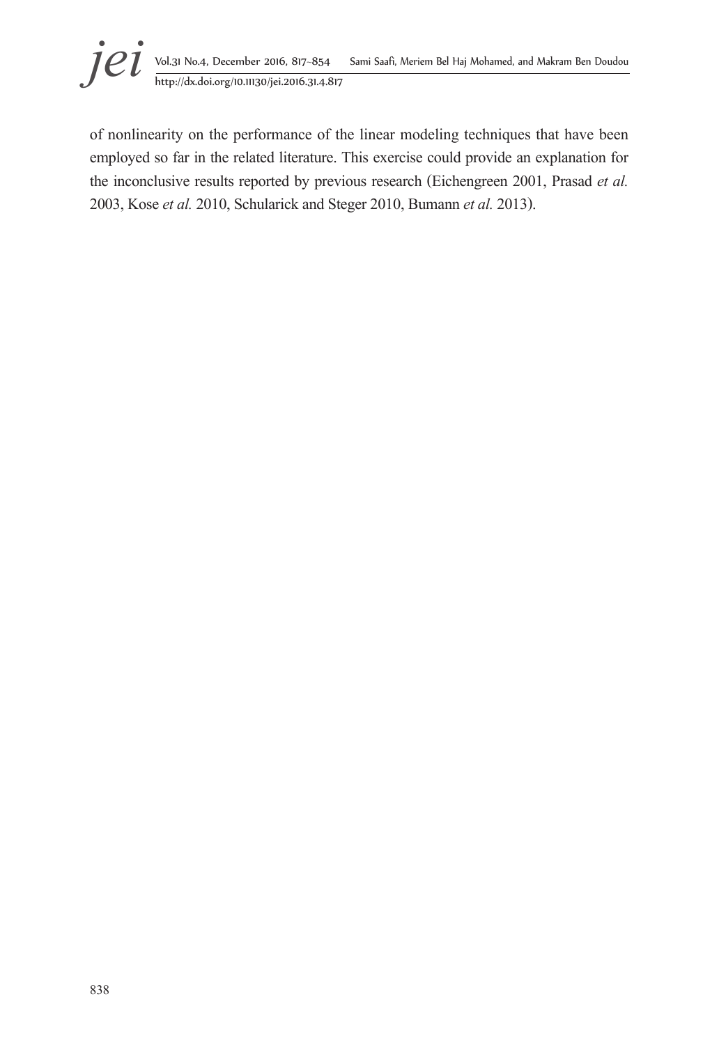of nonlinearity on the performance of the linear modeling techniques that have been employed so far in the related literature. This exercise could provide an explanation for the inconclusive results reported by previous research (Eichengreen 2001, Prasad *et al.* 2003, Kose *et al.* 2010, Schularick and Steger 2010, Bumann *et al.* 2013).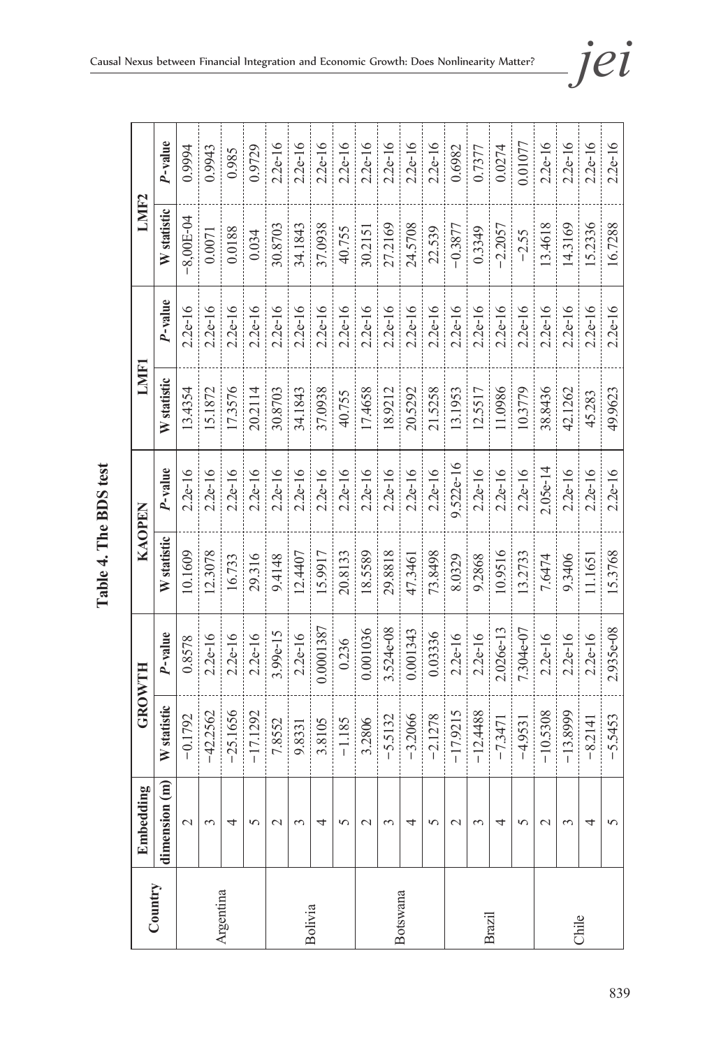**Table 4. The BDS test**

| Country | Embedding dimension (m) | GROWTH | | KAOPEN | | LMF1 | | LMF2 | |
|---|---|---|---|---|---|---|---|---|---|
| | | W statistic | P-value | W statistic | P-value | W statistic | P-value | W statistic | P-value |
| Argentina | 2 | −0.1792 | 0.8578 | 10.1609 | 2.2e-16 | 13.4354 | 2.2e-16 | −8,00E-04 | 0.9994 |
| | 3 | −42.2562 | 2.2e-16 | 12.3078 | 2.2e-16 | 15.1872 | 2.2e-16 | 0.0071 | 0.9943 |
| | 4 | −25.1656 | 2.2e-16 | 16.733 | 2.2e-16 | 17.3576 | 2.2e-16 | 0.0188 | 0.985 |
| | 5 | −17.1292 | 2.2e-16 | 29.316 | 2.2e-16 | 20.2114 | 2.2e-16 | 0.034 | 0.9729 |
| Bolivia | 2 | 7.8552 | 3.99e-15 | 9.4148 | 2.2e-16 | 30.8703 | 2.2e-16 | 30.8703 | 2.2e-16 |
| | 3 | 9.8331 | 2.2e-16 | 12.4407 | 2.2e-16 | 34.1843 | 2.2e-16 | 34.1843 | 2.2e-16 |
| | 4 | 3.8105 | 0.0001387 | 15.9917 | 2.2e-16 | 37.0938 | 2.2e-16 | 37.0938 | 2.2e-16 |
| | 5 | −1.185 | 0.236 | 20.8133 | 2.2e-16 | 40.755 | 2.2e-16 | 40.755 | 2.2e-16 |
| Botswana | 2 | 3.2806 | 0.001036 | 18.5589 | 2.2e-16 | 17.4658 | 2.2e-16 | 30.2151 | 2.2e-16 |
| | 3 | −5.5132 | 3.524e-08 | 29.8818 | 2.2e-16 | 18.9212 | 2.2e-16 | 27.2169 | 2.2e-16 |
| | 4 | −3.2066 | 0.001343 | 47.3461 | 2.2e-16 | 20.5292 | 2.2e-16 | 24.5708 | 2.2e-16 |
| | 5 | −2.1278 | 0.03336 | 73.8498 | 2.2e-16 | 21.5258 | 2.2e-16 | 22.539 | 2.2e-16 |
| Brazil | 2 | −17.9215 | 2.2e-16 | 8.0329 | 9.522e-16 | 13.1953 | 2.2e-16 | −0.3877 | 0.6982 |
| | 3 | −12.4488 | 2.2e-16 | 9.2868 | 2.2e-16 | 12.5517 | 2.2e-16 | 0.3349 | 0.7377 |
| | 4 | −7.3471 | 2.026e-13 | 10.9516 | 2.2e-16 | 11.0986 | 2.2e-16 | −2.2057 | 0.0274 |
| | 5 | −4.9531 | 7.304e-07 | 13.2733 | 2.2e-16 | 10.3779 | 2.2e-16 | −2.55 | 0.01077 |
| Chile | 2 | −10.5308 | 2.2e-16 | 7.6474 | 2.05e-14 | 38.8436 | 2.2e-16 | 13.4618 | 2.2e-16 |
| | 3 | −13.8999 | 2.2e-16 | 9.3406 | 2.2e-16 | 42.1262 | 2.2e-16 | 14.3169 | 2.2e-16 |
| | 4 | −8.2141 | 2.2e-16 | 11.1651 | 2.2e-16 | 45.283 | 2.2e-16 | 15.2336 | 2.2e-16 |
| | 5 | −5.5453 | 2.935e-08 | 15.3768 | 2.2e-16 | 49.9623 | 2.2e-16 | 16.7288 | 2.2e-16 |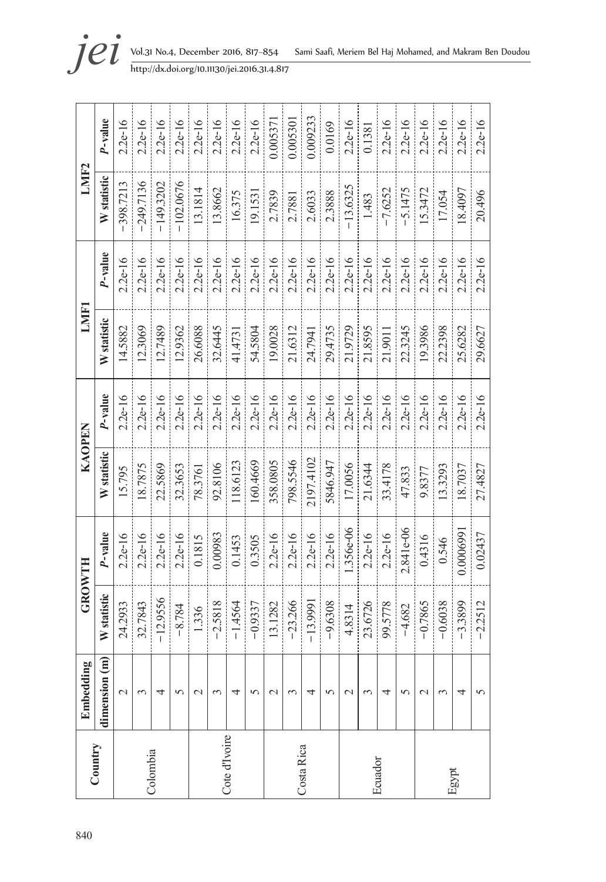| Country | Embedding dimension (m) | GROWTH | | KAOPEN | | LMF1 | | LMF2 | |
|---|---|---|---|---|---|---|---|---|---|
| | | W statistic | P-value | W statistic | P-value | W statistic | P-value | W statistic | P-value |
| Colombia | 2 | 24.2933 | 2.2e-16 | 15.795 | 2.2e-16 | 14.5882 | 2.2e-16 | −398.7213 | 2.2e-16 |
| | 3 | 32.7843 | 2.2e-16 | 18.7875 | 2.2e-16 | 12.3069 | 2.2e-16 | −249.7136 | 2.2e-16 |
| | 4 | −12.9556 | 2.2e-16 | 22.5869 | 2.2e-16 | 12.7489 | 2.2e-16 | −149.3202 | 2.2e-16 |
| | 5 | −8.784 | 2.2e-16 | 32.3653 | 2.2e-16 | 12.9362 | 2.2e-16 | −102.0676 | 2.2e-16 |
| Cote d'Ivoire | 2 | 1.336 | 0.1815 | 78.3761 | 2.2e-16 | 26.6088 | 2.2e-16 | 13.1814 | 2.2e-16 |
| | 3 | −2.5818 | 0.00983 | 92.8106 | 2.2e-16 | 32.6445 | 2.2e-16 | 13.8662 | 2.2e-16 |
| | 4 | −1.4564 | 0.1453 | 118.6123 | 2.2e-16 | 41.4731 | 2.2e-16 | 16.375 | 2.2e-16 |
| | 5 | −0.9337 | 0.3505 | 160.4669 | 2.2e-16 | 54.5804 | 2.2e-16 | 19.1531 | 2.2e-16 |
| Costa Rica | 2 | 13.1282 | 2.2e-16 | 358.0805 | 2.2e-16 | 19.0028 | 2.2e-16 | 2.7839 | 0.005371 |
| | 3 | −23.266 | 2.2e-16 | 798.5546 | 2.2e-16 | 21.6312 | 2.2e-16 | 2.7881 | 0.005301 |
| | 4 | −13.9991 | 2.2e-16 | 2197.4102 | 2.2e-16 | 24.7941 | 2.2e-16 | 2.6033 | 0.009233 |
| | 5 | −9.6308 | 2.2e-16 | 5846.947 | 2.2e-16 | 29.4735 | 2.2e-16 | 2.3888 | 0.0169 |
| Ecuador | 2 | 4.8314 | 1.356e-06 | 17.0056 | 2.2e-16 | 21.9729 | 2.2e-16 | −13.6325 | 2.2e-16 |
| | 3 | 23.6726 | 2.2e-16 | 21.6344 | 2.2e-16 | 21.8595 | 2.2e-16 | 1.483 | 0.1381 |
| | 4 | 99.5778 | 2.2e-16 | 33.4178 | 2.2e-16 | 21.9011 | 2.2e-16 | −7.6252 | 2.2e-16 |
| | 5 | −4.682 | 2.841e-06 | 47.833 | 2.2e-16 | 22.3245 | 2.2e-16 | −5.1475 | 2.2e-16 |
| Egypt | 2 | −0.7865 | 0.4316 | 9.8377 | 2.2e-16 | 19.3986 | 2.2e-16 | 15.3472 | 2.2e-16 |
| | 3 | −0.6038 | 0.546 | 13.3293 | 2.2e-16 | 22.2398 | 2.2e-16 | 17.054 | 2.2e-16 |
| | 4 | −3.3899 | 0.0006991 | 18.7037 | 2.2e-16 | 25.6282 | 2.2e-16 | 18.4097 | 2.2e-16 |
| | 5 | −2.2512 | 0.02437 | 27.4827 | 2.2e-16 | 29.6627 | 2.2e-16 | 20.496 | 2.2e-16 |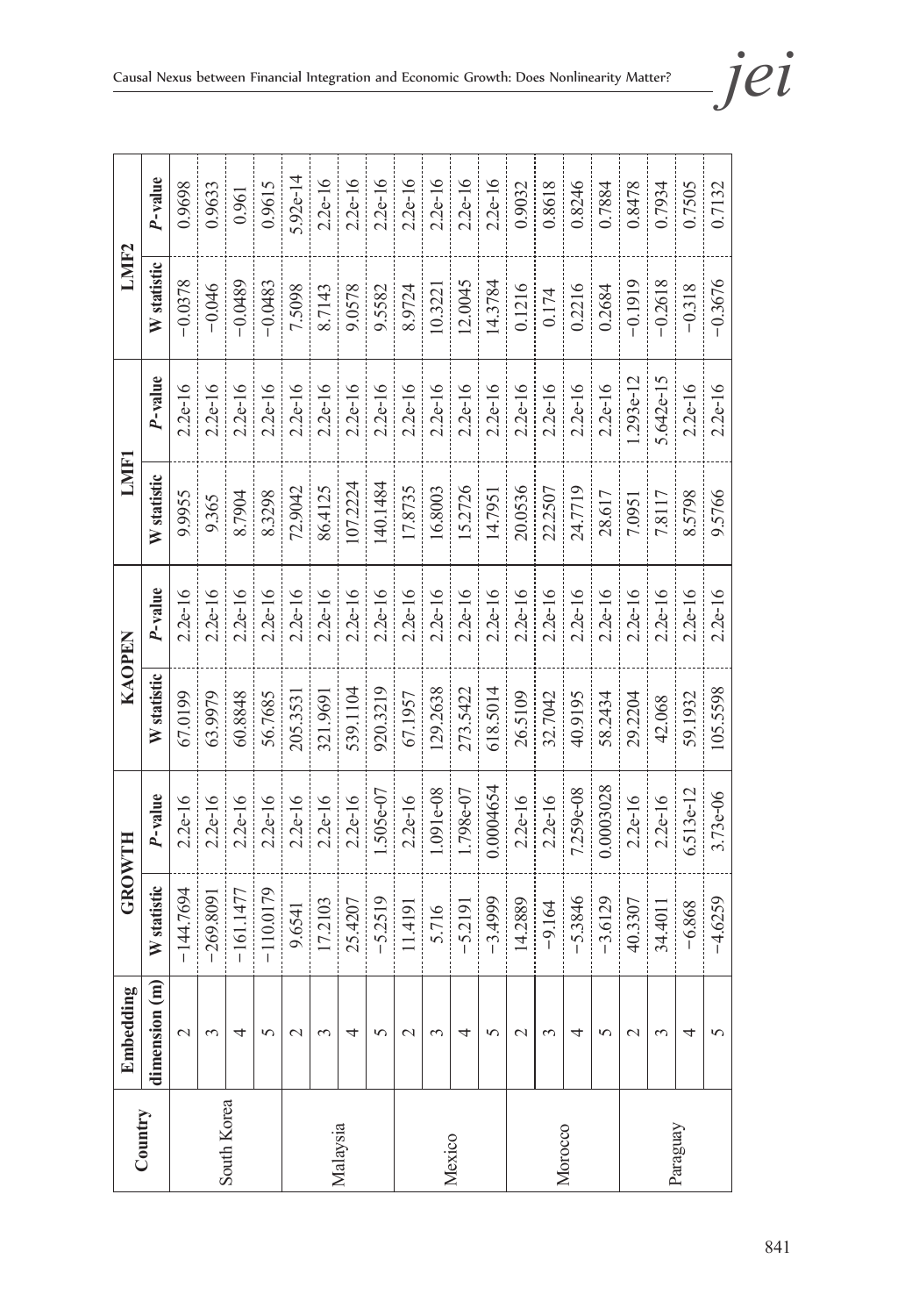| Country | Embedding | GROWTH | | KAOPEN | | LMF1 | | LMF2 | |
|---|---|---|---|---|---|---|---|---|---|
| | dimension (m) | W statistic | *P*-value | W statistic | *P*-value | W statistic | *P*-value | W statistic | *P*-value |
| South Korea | 2 | −144.7694 | 2.2e-16 | 67.0199 | 2.2e-16 | 9.9955 | 2.2e-16 | −0.0378 | 0.9698 |
| | 3 | −269.8091 | 2.2e-16 | 63.9979 | 2.2e-16 | 9.365 | 2.2e-16 | −0.046 | 0.9633 |
| | 4 | −161.1477 | 2.2e-16 | 60.8848 | 2.2e-16 | 8.7904 | 2.2e-16 | −0.0489 | 0.961 |
| | 5 | −110.0179 | 2.2e-16 | 56.7685 | 2.2e-16 | 8.3298 | 2.2e-16 | −0.0483 | 0.9615 |
| Malaysia | 2 | 9.6541 | 2.2e-16 | 205.3531 | 2.2e-16 | 72.9042 | 2.2e-16 | 7.5098 | 5.92e-14 |
| | 3 | 17.2103 | 2.2e-16 | 321.9691 | 2.2e-16 | 86.4125 | 2.2e-16 | 8.7143 | 2.2e-16 |
| | 4 | 25.4207 | 2.2e-16 | 539.1104 | 2.2e-16 | 107.2224 | 2.2e-16 | 9.0578 | 2.2e-16 |
| | 5 | −5.2519 | 1.505e-07 | 920.3219 | 2.2e-16 | 140.1484 | 2.2e-16 | 9.5582 | 2.2e-16 |
| Mexico | 2 | 11.4191 | 2.2e-16 | 67.1957 | 2.2e-16 | 17.8735 | 2.2e-16 | 8.9724 | 2.2e-16 |
| | 3 | 5.716 | 1.091e-08 | 129.2638 | 2.2e-16 | 16.8003 | 2.2e-16 | 10.3221 | 2.2e-16 |
| | 4 | −5.2191 | 1.798e-07 | 273.5422 | 2.2e-16 | 15.2726 | 2.2e-16 | 12.0045 | 2.2e-16 |
| | 5 | −3.4999 | 0.0004654 | 618.5014 | 2.2e-16 | 14.7951 | 2.2e-16 | 14.3784 | 2.2e-16 |
| Morocco | 2 | 14.2889 | 2.2e-16 | 26.5109 | 2.2e-16 | 20.0536 | 2.2e-16 | 0.1216 | 0.9032 |
| | 3 | −9.164 | 2.2e-16 | 32.7042 | 2.2e-16 | 22.2507 | 2.2e-16 | 0.174 | 0.8618 |
| | 4 | −5.3846 | 7.259e-08 | 40.9195 | 2.2e-16 | 24.7719 | 2.2e-16 | 0.2216 | 0.8246 |
| | 5 | −3.6129 | 0.0003028 | 58.2434 | 2.2e-16 | 28.617 | 2.2e-16 | 0.2684 | 0.7884 |
| Paraguay | 2 | 40.3307 | 2.2e-16 | 29.2204 | 2.2e-16 | 7.0951 | 1.293e-12 | −0.1919 | 0.8478 |
| | 3 | 34.4011 | 2.2e-16 | 42.068 | 2.2e-16 | 7.8117 | 5.642e-15 | −0.2618 | 0.7934 |
| | 4 | −6.868 | 6.513e-12 | 59.1932 | 2.2e-16 | 8.5798 | 2.2e-16 | −0.318 | 0.7505 |
| | 5 | −4.6259 | 3.73e-06 | 105.5598 | 2.2e-16 | 9.5766 | 2.2e-16 | −0.3676 | 0.7132 |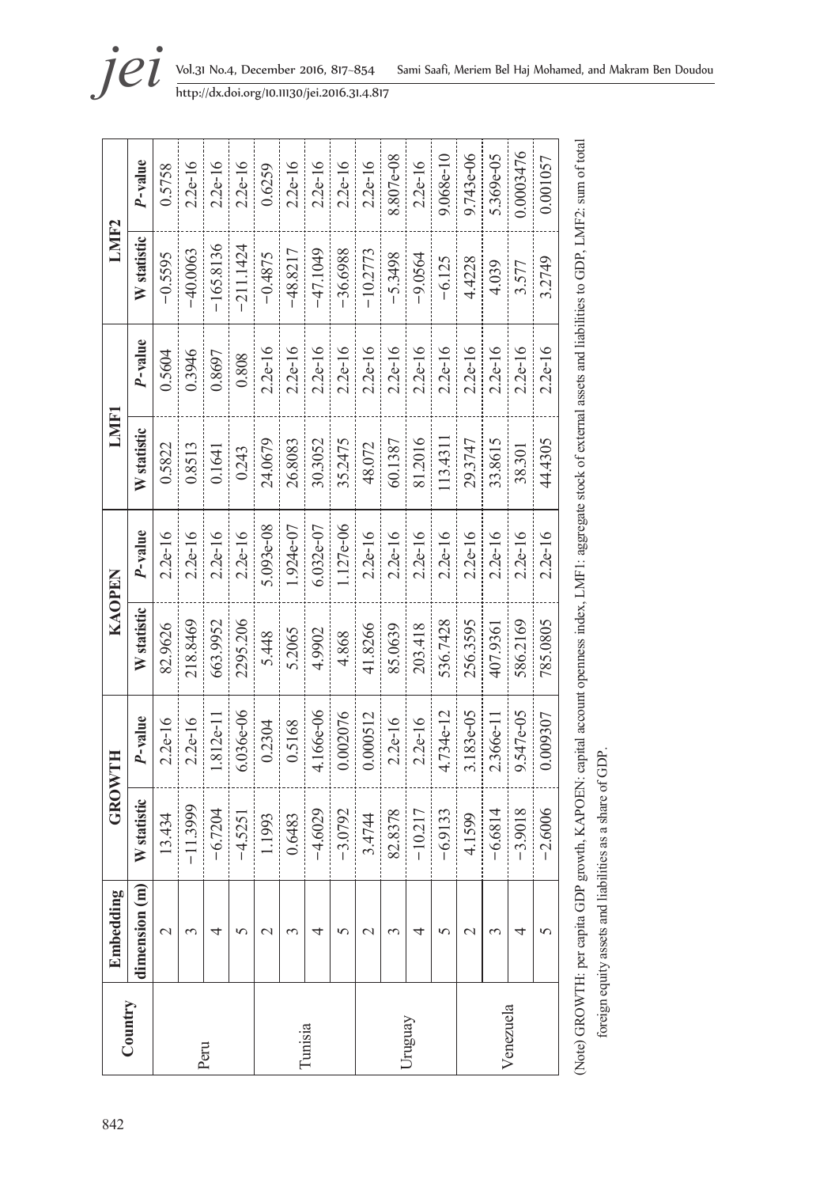| Country | Embedding dimension (m) | GROWTH | | KAOPEN | | LMF1 | | LMF2 | |
|---|---|---|---|---|---|---|---|---|---|
| | | W statistic | P-value | W statistic | P-value | W statistic | P-value | W statistic | P-value |
| Peru | 2 | 13.434 | 2.2e-16 | 82.9626 | 2.2e-16 | 0.5822 | 0.5604 | −0.5595 | 0.5758 |
| | 3 | −11.3999 | 2.2e-16 | 218.8469 | 2.2e-16 | 0.8513 | 0.3946 | −40.0063 | 2.2e-16 |
| | 4 | −6.7204 | 1.812e-11 | 663.9952 | 2.2e-16 | 0.1641 | 0.8697 | −165.8136 | 2.2e-16 |
| | 5 | −4.5251 | 6.036e-06 | 2295.206 | 2.2e-16 | 0.243 | 0.808 | −211.1424 | 2.2e-16 |
| Tunisia | 2 | 1.1993 | 0.2304 | 5.448 | 5.093e-08 | 24.0679 | 2.2e-16 | −0.4875 | 0.6259 |
| | 3 | 0.6483 | 0.5168 | 5.2065 | 1.924e-07 | 26.8083 | 2.2e-16 | −48.8217 | 2.2e-16 |
| | 4 | −4.6029 | 4.166e-06 | 4.9902 | 6.032e-07 | 30.3052 | 2.2e-16 | −47.1049 | 2.2e-16 |
| | 5 | −3.0792 | 0.002076 | 4.868 | 1.127e-06 | 35.2475 | 2.2e-16 | −36.6988 | 2.2e-16 |
| Uruguay | 2 | 3.4744 | 0.000512 | 41.8266 | 2.2e-16 | 48.072 | 2.2e-16 | −10.2773 | 2.2e-16 |
| | 3 | 82.8378 | 2.2e-16 | 85.0639 | 2.2e-16 | 60.1387 | 2.2e-16 | −5.3498 | 8.807e-08 |
| | 4 | −10.217 | 2.2e-16 | 203.418 | 2.2e-16 | 81.2016 | 2.2e-16 | −9.0564 | 2.2e-16 |
| | 5 | −6.9133 | 4.734e-12 | 536.7428 | 2.2e-16 | 113.4311 | 2.2e-16 | −6.125 | 9.068e-10 |
| Venezuela | 2 | 4.1599 | 3.183e-05 | 256.3595 | 2.2e-16 | 29.3747 | 2.2e-16 | 4.4228 | 9.743e-06 |
| | 3 | −6.6814 | 2.366e-11 | 407.9361 | 2.2e-16 | 33.8615 | 2.2e-16 | 4.039 | 5.369e-05 |
| | 4 | −3.9018 | 9.547e-05 | 586.2169 | 2.2e-16 | 38.301 | 2.2e-16 | 3.577 | 0.0003476 |
| | 5 | −2.6006 | 0.009307 | 785.0805 | 2.2e-16 | 44.4305 | 2.2e-16 | 3.2749 | 0.001057 |

(Note) GROWTH: per capita GDP growth, KAPOEN: capital account openness index, LMF1: aggregate stock of external assets and liabilities to GDP, LMF2: sum of total foreign equity assets and liabilities as a share of GDP.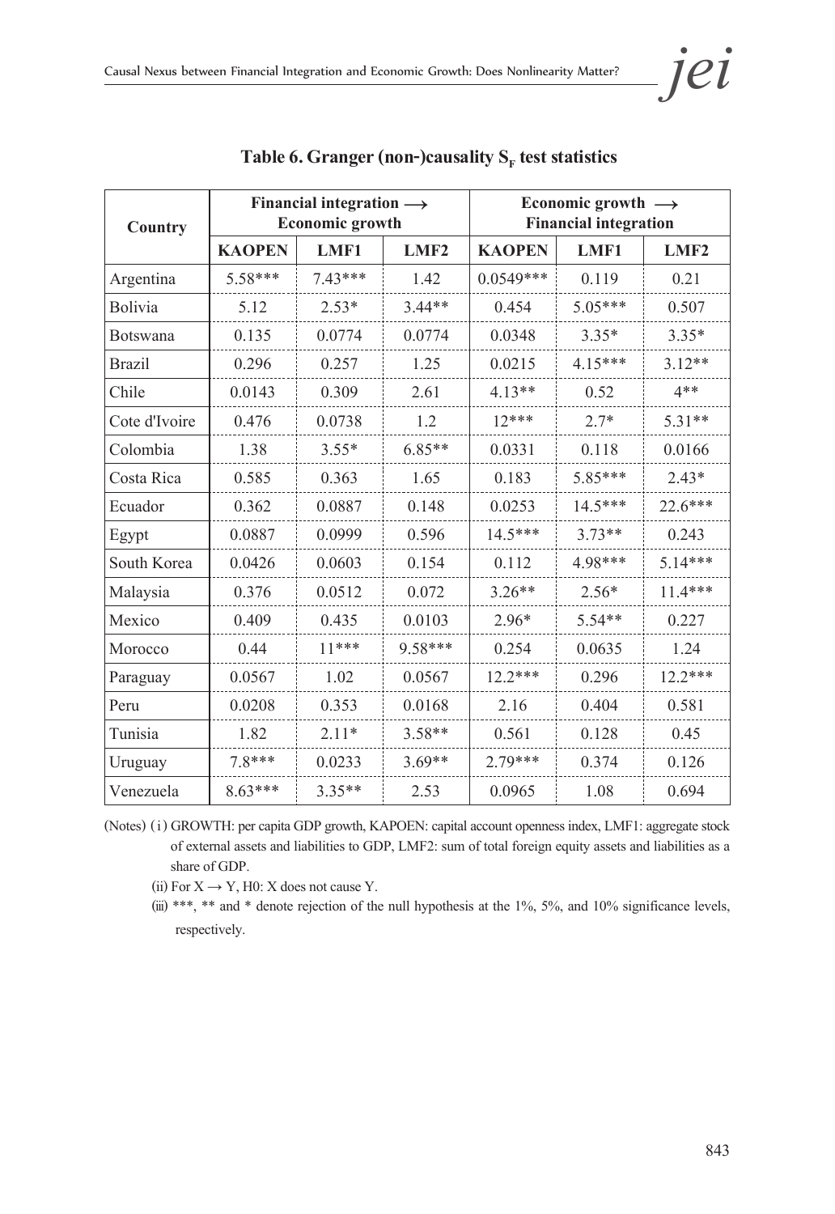**Table 6. Granger (non-)causality $S_F$ test statistics**

| Country | Financial integration ⟶ Economic growth | | | Economic growth ⟶ Financial integration | | |
|---|---|---|---|---|---|---|
| | KAOPEN | LMF1 | LMF2 | KAOPEN | LMF1 | LMF2 |
| Argentina | 5.58*** | 7.43*** | 1.42 | 0.0549*** | 0.119 | 0.21 |
| Bolivia | 5.12 | 2.53* | 3.44** | 0.454 | 5.05*** | 0.507 |
| Botswana | 0.135 | 0.0774 | 0.0774 | 0.0348 | 3.35* | 3.35* |
| Brazil | 0.296 | 0.257 | 1.25 | 0.0215 | 4.15*** | 3.12** |
| Chile | 0.0143 | 0.309 | 2.61 | 4.13** | 0.52 | 4** |
| Cote d'Ivoire | 0.476 | 0.0738 | 1.2 | 12*** | 2.7* | 5.31** |
| Colombia | 1.38 | 3.55* | 6.85** | 0.0331 | 0.118 | 0.0166 |
| Costa Rica | 0.585 | 0.363 | 1.65 | 0.183 | 5.85*** | 2.43* |
| Ecuador | 0.362 | 0.0887 | 0.148 | 0.0253 | 14.5*** | 22.6*** |
| Egypt | 0.0887 | 0.0999 | 0.596 | 14.5*** | 3.73** | 0.243 |
| South Korea | 0.0426 | 0.0603 | 0.154 | 0.112 | 4.98*** | 5.14*** |
| Malaysia | 0.376 | 0.0512 | 0.072 | 3.26** | 2.56* | 11.4*** |
| Mexico | 0.409 | 0.435 | 0.0103 | 2.96* | 5.54** | 0.227 |
| Morocco | 0.44 | 11*** | 9.58*** | 0.254 | 0.0635 | 1.24 |
| Paraguay | 0.0567 | 1.02 | 0.0567 | 12.2*** | 0.296 | 12.2*** |
| Peru | 0.0208 | 0.353 | 0.0168 | 2.16 | 0.404 | 0.581 |
| Tunisia | 1.82 | 2.11* | 3.58** | 0.561 | 0.128 | 0.45 |
| Uruguay | 7.8*** | 0.0233 | 3.69** | 2.79*** | 0.374 | 0.126 |
| Venezuela | 8.63*** | 3.35** | 2.53 | 0.0965 | 1.08 | 0.694 |

(Notes) (i) GROWTH: per capita GDP growth, KAPOEN: capital account openness index, LMF1: aggregate stock of external assets and liabilities to GDP, LMF2: sum of total foreign equity assets and liabilities as a share of GDP.

(ii) For X → Y, H0: X does not cause Y.

(iii) ***, ** and * denote rejection of the null hypothesis at the 1%, 5%, and 10% significance levels, respectively.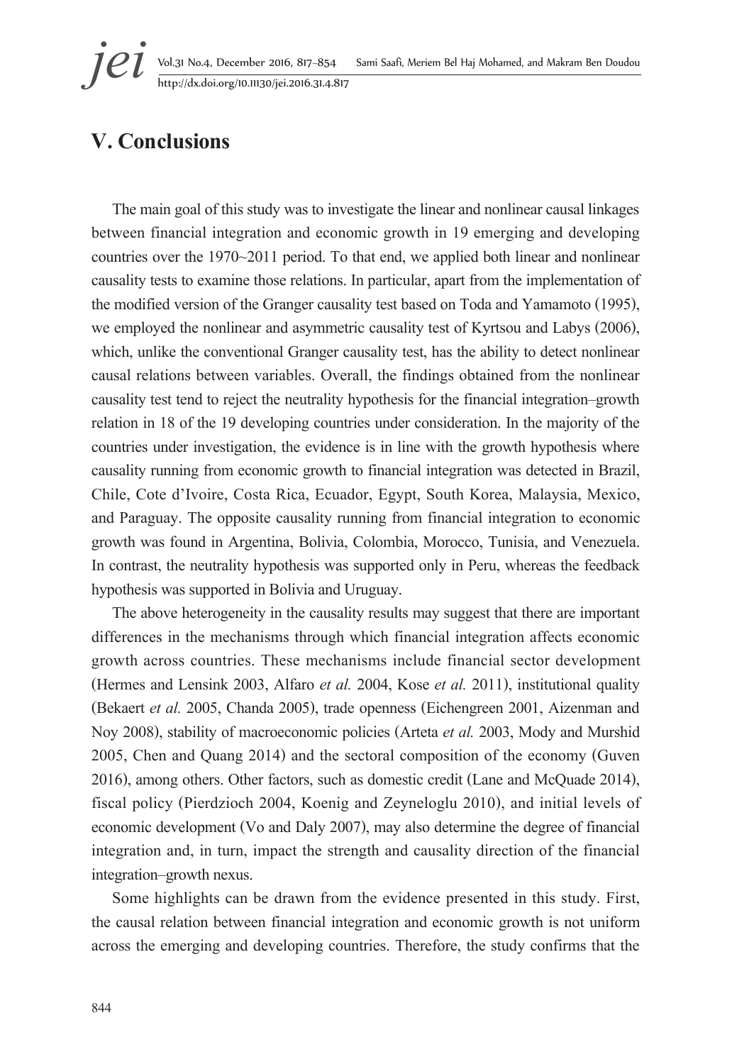## V. Conclusions

The main goal of this study was to investigate the linear and nonlinear causal linkages between financial integration and economic growth in 19 emerging and developing countries over the 1970~2011 period. To that end, we applied both linear and nonlinear causality tests to examine those relations. In particular, apart from the implementation of the modified version of the Granger causality test based on Toda and Yamamoto (1995), we employed the nonlinear and asymmetric causality test of Kyrtsou and Labys (2006), which, unlike the conventional Granger causality test, has the ability to detect nonlinear causal relations between variables. Overall, the findings obtained from the nonlinear causality test tend to reject the neutrality hypothesis for the financial integration–growth relation in 18 of the 19 developing countries under consideration. In the majority of the countries under investigation, the evidence is in line with the growth hypothesis where causality running from economic growth to financial integration was detected in Brazil, Chile, Cote d'Ivoire, Costa Rica, Ecuador, Egypt, South Korea, Malaysia, Mexico, and Paraguay. The opposite causality running from financial integration to economic growth was found in Argentina, Bolivia, Colombia, Morocco, Tunisia, and Venezuela. In contrast, the neutrality hypothesis was supported only in Peru, whereas the feedback hypothesis was supported in Bolivia and Uruguay.

The above heterogeneity in the causality results may suggest that there are important differences in the mechanisms through which financial integration affects economic growth across countries. These mechanisms include financial sector development (Hermes and Lensink 2003, Alfaro *et al.* 2004, Kose *et al.* 2011), institutional quality (Bekaert *et al.* 2005, Chanda 2005), trade openness (Eichengreen 2001, Aizenman and Noy 2008), stability of macroeconomic policies (Arteta *et al.* 2003, Mody and Murshid 2005, Chen and Quang 2014) and the sectoral composition of the economy (Guven 2016), among others. Other factors, such as domestic credit (Lane and McQuade 2014), fiscal policy (Pierdzioch 2004, Koenig and Zeyneloglu 2010), and initial levels of economic development (Vo and Daly 2007), may also determine the degree of financial integration and, in turn, impact the strength and causality direction of the financial integration–growth nexus.

Some highlights can be drawn from the evidence presented in this study. First, the causal relation between financial integration and economic growth is not uniform across the emerging and developing countries. Therefore, the study confirms that the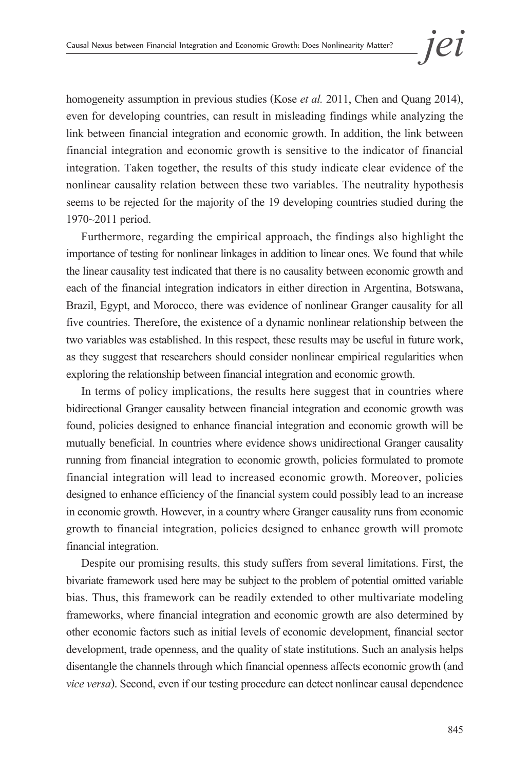homogeneity assumption in previous studies (Kose *et al.* 2011, Chen and Quang 2014), even for developing countries, can result in misleading findings while analyzing the link between financial integration and economic growth. In addition, the link between financial integration and economic growth is sensitive to the indicator of financial integration. Taken together, the results of this study indicate clear evidence of the nonlinear causality relation between these two variables. The neutrality hypothesis seems to be rejected for the majority of the 19 developing countries studied during the 1970~2011 period.

Furthermore, regarding the empirical approach, the findings also highlight the importance of testing for nonlinear linkages in addition to linear ones. We found that while the linear causality test indicated that there is no causality between economic growth and each of the financial integration indicators in either direction in Argentina, Botswana, Brazil, Egypt, and Morocco, there was evidence of nonlinear Granger causality for all five countries. Therefore, the existence of a dynamic nonlinear relationship between the two variables was established. In this respect, these results may be useful in future work, as they suggest that researchers should consider nonlinear empirical regularities when exploring the relationship between financial integration and economic growth.

In terms of policy implications, the results here suggest that in countries where bidirectional Granger causality between financial integration and economic growth was found, policies designed to enhance financial integration and economic growth will be mutually beneficial. In countries where evidence shows unidirectional Granger causality running from financial integration to economic growth, policies formulated to promote financial integration will lead to increased economic growth. Moreover, policies designed to enhance efficiency of the financial system could possibly lead to an increase in economic growth. However, in a country where Granger causality runs from economic growth to financial integration, policies designed to enhance growth will promote financial integration.

Despite our promising results, this study suffers from several limitations. First, the bivariate framework used here may be subject to the problem of potential omitted variable bias. Thus, this framework can be readily extended to other multivariate modeling frameworks, where financial integration and economic growth are also determined by other economic factors such as initial levels of economic development, financial sector development, trade openness, and the quality of state institutions. Such an analysis helps disentangle the channels through which financial openness affects economic growth (and *vice versa*). Second, even if our testing procedure can detect nonlinear causal dependence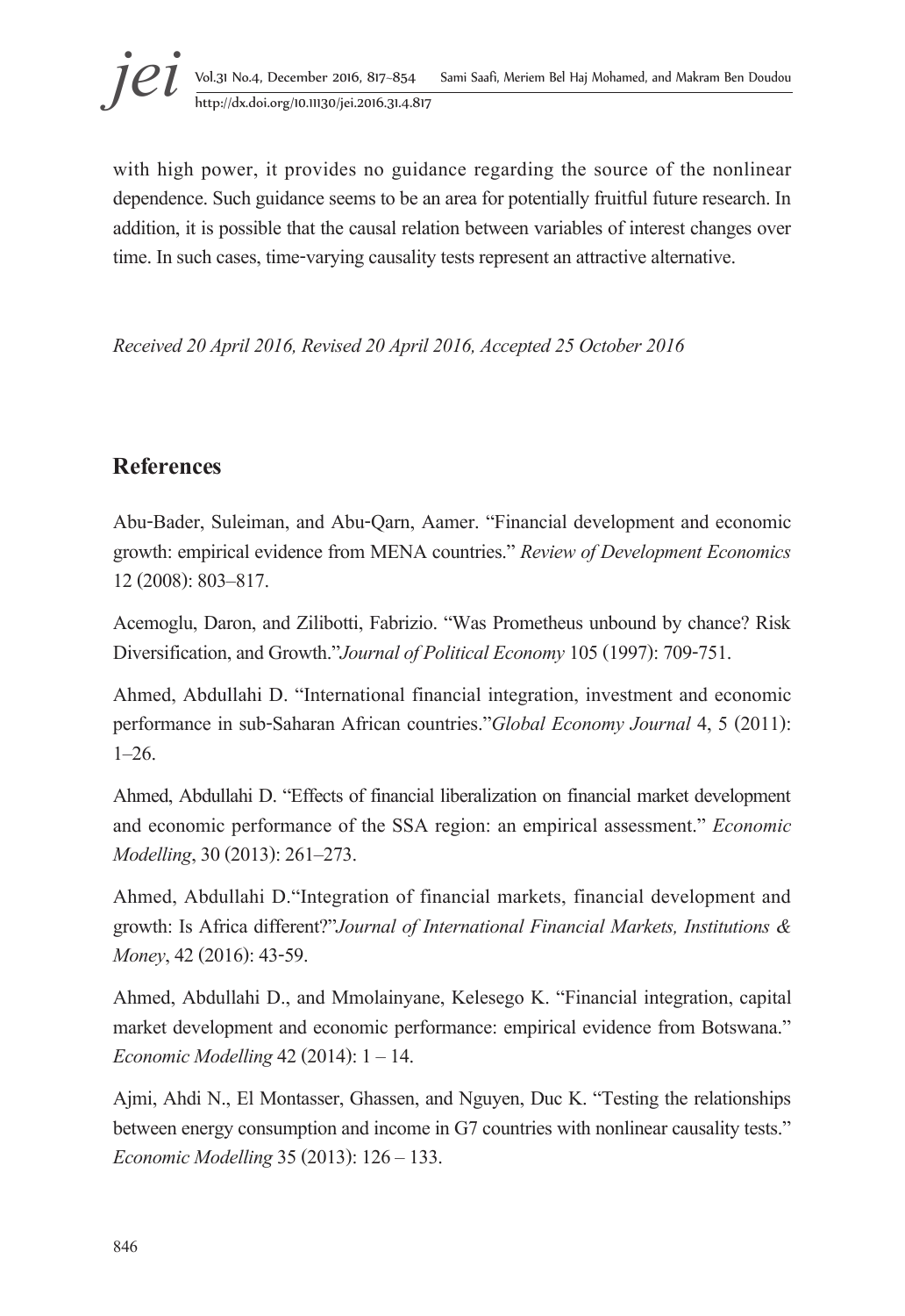with high power, it provides no guidance regarding the source of the nonlinear dependence. Such guidance seems to be an area for potentially fruitful future research. In addition, it is possible that the causal relation between variables of interest changes over time. In such cases, time-varying causality tests represent an attractive alternative.

*Received 20 April 2016, Revised 20 April 2016, Accepted 25 October 2016*

## References

Abu-Bader, Suleiman, and Abu-Qarn, Aamer. "Financial development and economic growth: empirical evidence from MENA countries." *Review of Development Economics* 12 (2008): 803–817.

Acemoglu, Daron, and Zilibotti, Fabrizio. "Was Prometheus unbound by chance? Risk Diversification, and Growth."*Journal of Political Economy* 105 (1997): 709-751.

Ahmed, Abdullahi D. "International financial integration, investment and economic performance in sub-Saharan African countries."*Global Economy Journal* 4, 5 (2011): 1–26.

Ahmed, Abdullahi D. "Effects of financial liberalization on financial market development and economic performance of the SSA region: an empirical assessment." *Economic Modelling*, 30 (2013): 261–273.

Ahmed, Abdullahi D."Integration of financial markets, financial development and growth: Is Africa different?"*Journal of International Financial Markets, Institutions & Money*, 42 (2016): 43-59.

Ahmed, Abdullahi D., and Mmolainyane, Kelesego K. "Financial integration, capital market development and economic performance: empirical evidence from Botswana." *Economic Modelling* 42 (2014): 1 – 14.

Ajmi, Ahdi N., El Montasser, Ghassen, and Nguyen, Duc K. "Testing the relationships between energy consumption and income in G7 countries with nonlinear causality tests." *Economic Modelling* 35 (2013): 126 – 133.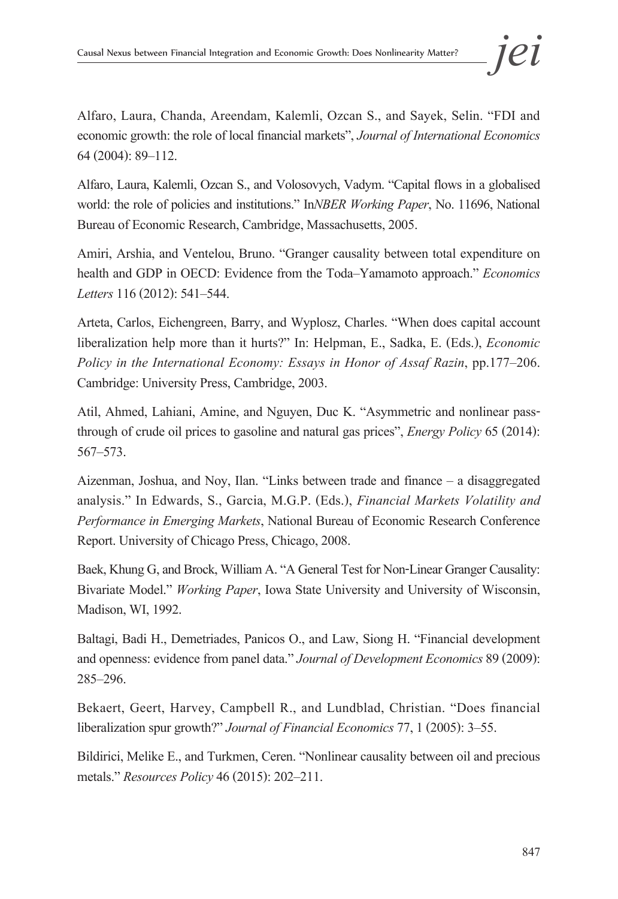Alfaro, Laura, Chanda, Areendam, Kalemli, Ozcan S., and Sayek, Selin. "FDI and economic growth: the role of local financial markets", *Journal of International Economics* 64 (2004): 89–112.

Alfaro, Laura, Kalemli, Ozcan S., and Volosovych, Vadym. "Capital flows in a globalised world: the role of policies and institutions." In*NBER Working Paper*, No. 11696, National Bureau of Economic Research, Cambridge, Massachusetts, 2005.

Amiri, Arshia, and Ventelou, Bruno. "Granger causality between total expenditure on health and GDP in OECD: Evidence from the Toda–Yamamoto approach." *Economics Letters* 116 (2012): 541–544.

Arteta, Carlos, Eichengreen, Barry, and Wyplosz, Charles. "When does capital account liberalization help more than it hurts?" In: Helpman, E., Sadka, E. (Eds.), *Economic Policy in the International Economy: Essays in Honor of Assaf Razin*, pp.177–206. Cambridge: University Press, Cambridge, 2003.

Atil, Ahmed, Lahiani, Amine, and Nguyen, Duc K. "Asymmetric and nonlinear pass-through of crude oil prices to gasoline and natural gas prices", *Energy Policy* 65 (2014): 567–573.

Aizenman, Joshua, and Noy, Ilan. "Links between trade and finance – a disaggregated analysis." In Edwards, S., Garcia, M.G.P. (Eds.), *Financial Markets Volatility and Performance in Emerging Markets*, National Bureau of Economic Research Conference Report. University of Chicago Press, Chicago, 2008.

Baek, Khung G, and Brock, William A. "A General Test for Non-Linear Granger Causality: Bivariate Model." *Working Paper*, Iowa State University and University of Wisconsin, Madison, WI, 1992.

Baltagi, Badi H., Demetriades, Panicos O., and Law, Siong H. "Financial development and openness: evidence from panel data." *Journal of Development Economics* 89 (2009): 285–296.

Bekaert, Geert, Harvey, Campbell R., and Lundblad, Christian. "Does financial liberalization spur growth?" *Journal of Financial Economics* 77, 1 (2005): 3–55.

Bildirici, Melike E., and Turkmen, Ceren. "Nonlinear causality between oil and precious metals." *Resources Policy* 46 (2015): 202–211.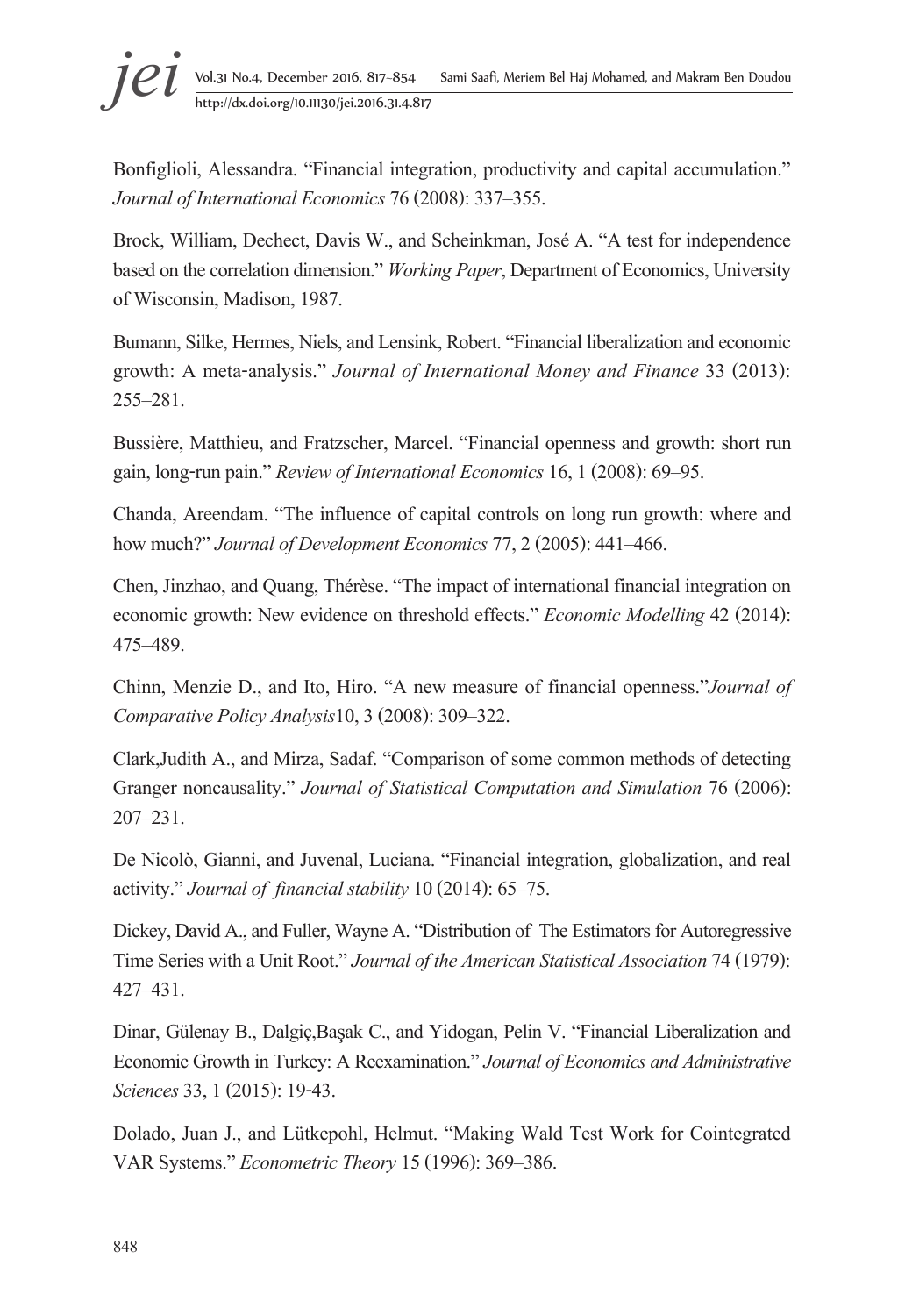Bonfiglioli, Alessandra. "Financial integration, productivity and capital accumulation." *Journal of International Economics* 76 (2008): 337–355.

Brock, William, Dechect, Davis W., and Scheinkman, José A. "A test for independence based on the correlation dimension." *Working Paper*, Department of Economics, University of Wisconsin, Madison, 1987.

Bumann, Silke, Hermes, Niels, and Lensink, Robert. "Financial liberalization and economic growth: A meta-analysis." *Journal of International Money and Finance* 33 (2013): 255–281.

Bussière, Matthieu, and Fratzscher, Marcel. "Financial openness and growth: short run gain, long-run pain." *Review of International Economics* 16, 1 (2008): 69–95.

Chanda, Areendam. "The influence of capital controls on long run growth: where and how much?" *Journal of Development Economics* 77, 2 (2005): 441–466.

Chen, Jinzhao, and Quang, Thérèse. "The impact of international financial integration on economic growth: New evidence on threshold effects." *Economic Modelling* 42 (2014): 475–489.

Chinn, Menzie D., and Ito, Hiro. "A new measure of financial openness."*Journal of Comparative Policy Analysis*10, 3 (2008): 309–322.

Clark,Judith A., and Mirza, Sadaf. "Comparison of some common methods of detecting Granger noncausality." *Journal of Statistical Computation and Simulation* 76 (2006): 207–231.

De Nicolò, Gianni, and Juvenal, Luciana. "Financial integration, globalization, and real activity." *Journal of financial stability* 10 (2014): 65–75.

Dickey, David A., and Fuller, Wayne A. "Distribution of The Estimators for Autoregressive Time Series with a Unit Root." *Journal of the American Statistical Association* 74 (1979): 427–431.

Dinar, Gülenay B., Dalgiç,Başak C., and Yidogan, Pelin V. "Financial Liberalization and Economic Growth in Turkey: A Reexamination." *Journal of Economics and Administrative Sciences* 33, 1 (2015): 19-43.

Dolado, Juan J., and Lütkepohl, Helmut. "Making Wald Test Work for Cointegrated VAR Systems." *Econometric Theory* 15 (1996): 369–386.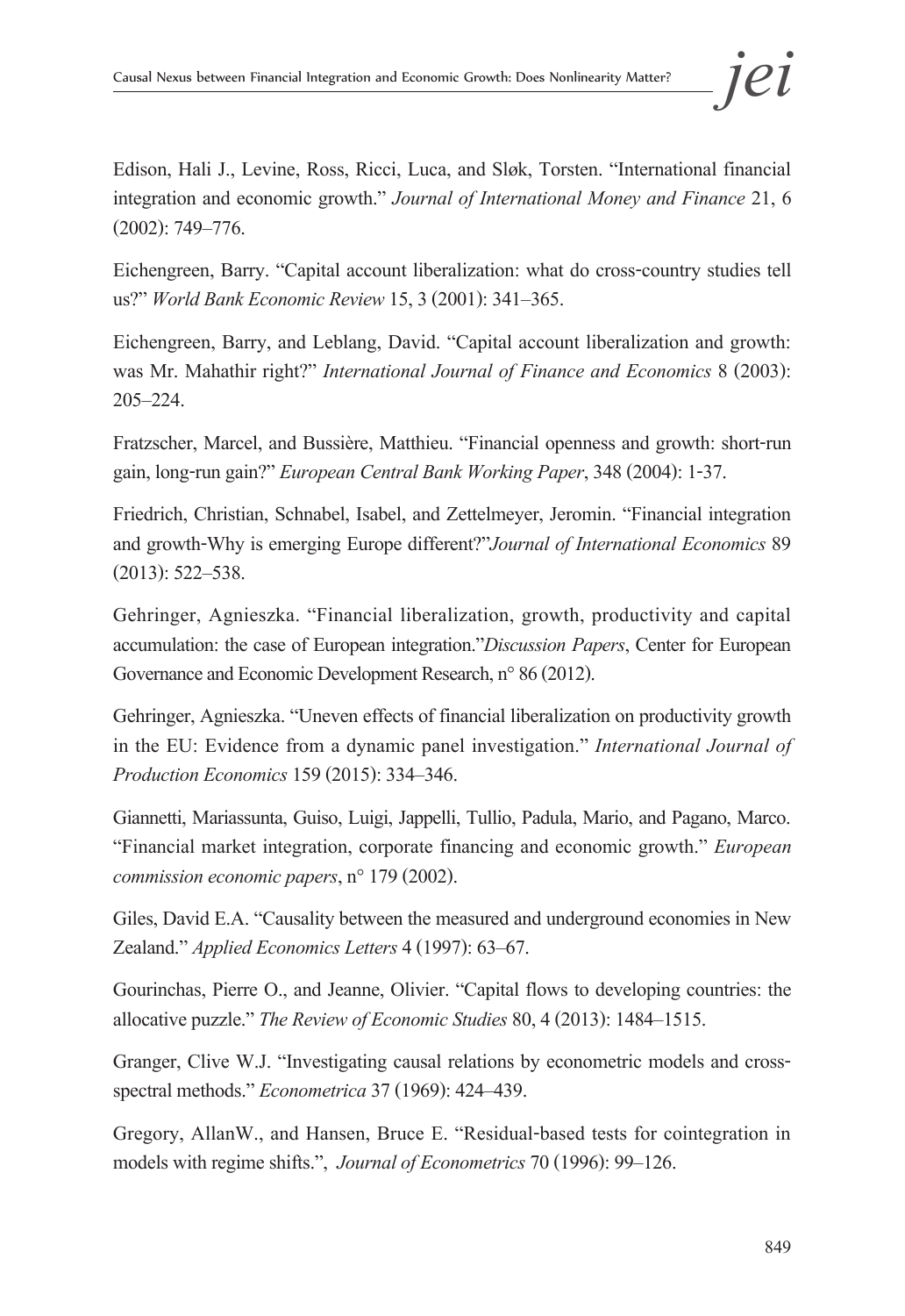Edison, Hali J., Levine, Ross, Ricci, Luca, and Sløk, Torsten. “International financial integration and economic growth.” *Journal of International Money and Finance* 21, 6 (2002): 749–776.

Eichengreen, Barry. “Capital account liberalization: what do cross-country studies tell us?” *World Bank Economic Review* 15, 3 (2001): 341–365.

Eichengreen, Barry, and Leblang, David. “Capital account liberalization and growth: was Mr. Mahathir right?” *International Journal of Finance and Economics* 8 (2003): 205–224.

Fratzscher, Marcel, and Bussière, Matthieu. “Financial openness and growth: short-run gain, long-run gain?” *European Central Bank Working Paper*, 348 (2004): 1-37.

Friedrich, Christian, Schnabel, Isabel, and Zettelmeyer, Jeromin. “Financial integration and growth-Why is emerging Europe different?”*Journal of International Economics* 89 (2013): 522–538.

Gehringer, Agnieszka. “Financial liberalization, growth, productivity and capital accumulation: the case of European integration.”*Discussion Papers*, Center for European Governance and Economic Development Research, n° 86 (2012).

Gehringer, Agnieszka. “Uneven effects of financial liberalization on productivity growth in the EU: Evidence from a dynamic panel investigation.” *International Journal of Production Economics* 159 (2015): 334–346.

Giannetti, Mariassunta, Guiso, Luigi, Jappelli, Tullio, Padula, Mario, and Pagano, Marco. “Financial market integration, corporate financing and economic growth.” *European commission economic papers*, n° 179 (2002).

Giles, David E.A. “Causality between the measured and underground economies in New Zealand.” *Applied Economics Letters* 4 (1997): 63–67.

Gourinchas, Pierre O., and Jeanne, Olivier. “Capital flows to developing countries: the allocative puzzle.” *The Review of Economic Studies* 80, 4 (2013): 1484–1515.

Granger, Clive W.J. “Investigating causal relations by econometric models and cross-spectral methods.” *Econometrica* 37 (1969): 424–439.

Gregory, AllanW., and Hansen, Bruce E. “Residual-based tests for cointegration in models with regime shifts.”, *Journal of Econometrics* 70 (1996): 99–126.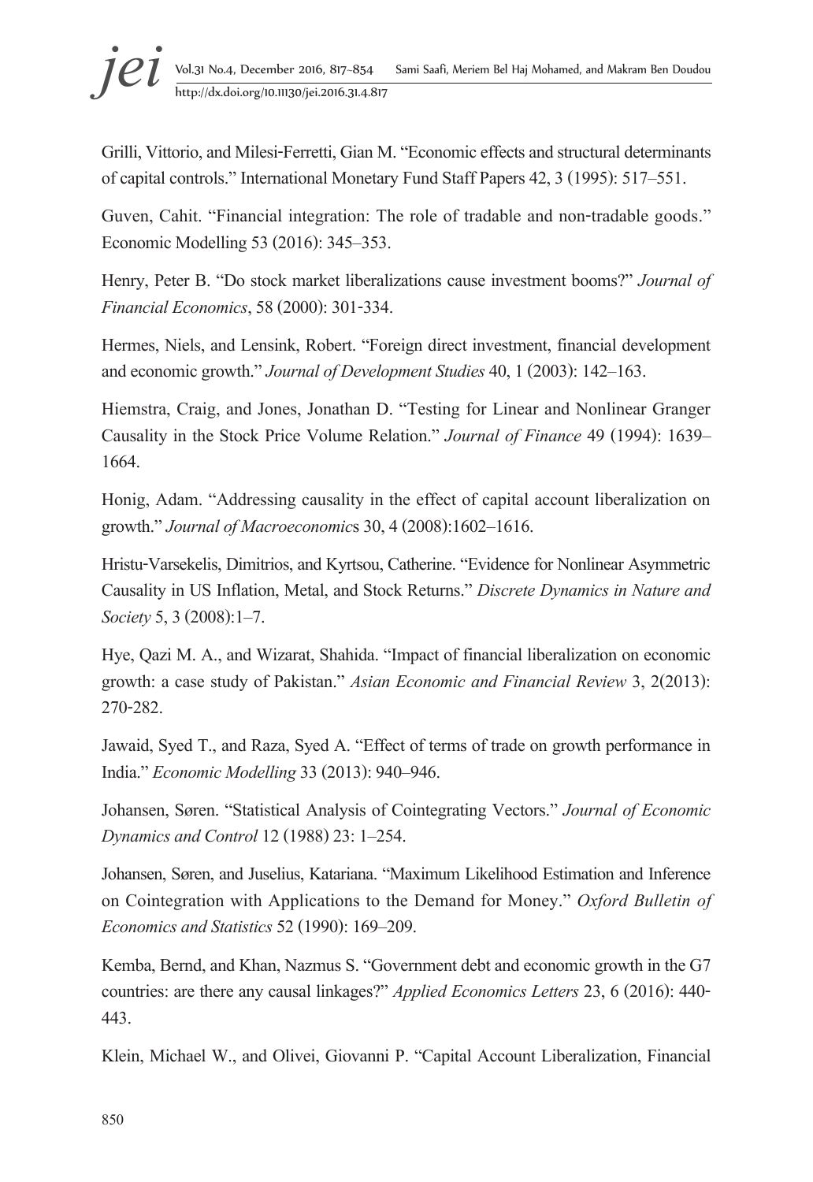Grilli, Vittorio, and Milesi-Ferretti, Gian M. "Economic effects and structural determinants of capital controls." International Monetary Fund Staff Papers 42, 3 (1995): 517–551.

Guven, Cahit. "Financial integration: The role of tradable and non-tradable goods." Economic Modelling 53 (2016): 345–353.

Henry, Peter B. "Do stock market liberalizations cause investment booms?" *Journal of Financial Economics*, 58 (2000): 301-334.

Hermes, Niels, and Lensink, Robert. "Foreign direct investment, financial development and economic growth." *Journal of Development Studies* 40, 1 (2003): 142–163.

Hiemstra, Craig, and Jones, Jonathan D. "Testing for Linear and Nonlinear Granger Causality in the Stock Price Volume Relation." *Journal of Finance* 49 (1994): 1639–1664.

Honig, Adam. "Addressing causality in the effect of capital account liberalization on growth." *Journal of Macroeconomic*s 30, 4 (2008):1602–1616.

Hristu-Varsekelis, Dimitrios, and Kyrtsou, Catherine. "Evidence for Nonlinear Asymmetric Causality in US Inflation, Metal, and Stock Returns." *Discrete Dynamics in Nature and Society* 5, 3 (2008):1–7.

Hye, Qazi M. A., and Wizarat, Shahida. "Impact of financial liberalization on economic growth: a case study of Pakistan." *Asian Economic and Financial Review* 3, 2(2013): 270-282.

Jawaid, Syed T., and Raza, Syed A. "Effect of terms of trade on growth performance in India." *Economic Modelling* 33 (2013): 940–946.

Johansen, Søren. "Statistical Analysis of Cointegrating Vectors." *Journal of Economic Dynamics and Control* 12 (1988) 23: 1–254.

Johansen, Søren, and Juselius, Katariana. "Maximum Likelihood Estimation and Inference on Cointegration with Applications to the Demand for Money." *Oxford Bulletin of Economics and Statistics* 52 (1990): 169–209.

Kemba, Bernd, and Khan, Nazmus S. "Government debt and economic growth in the G7 countries: are there any causal linkages?" *Applied Economics Letters* 23, 6 (2016): 440-443.

Klein, Michael W., and Olivei, Giovanni P. "Capital Account Liberalization, Financial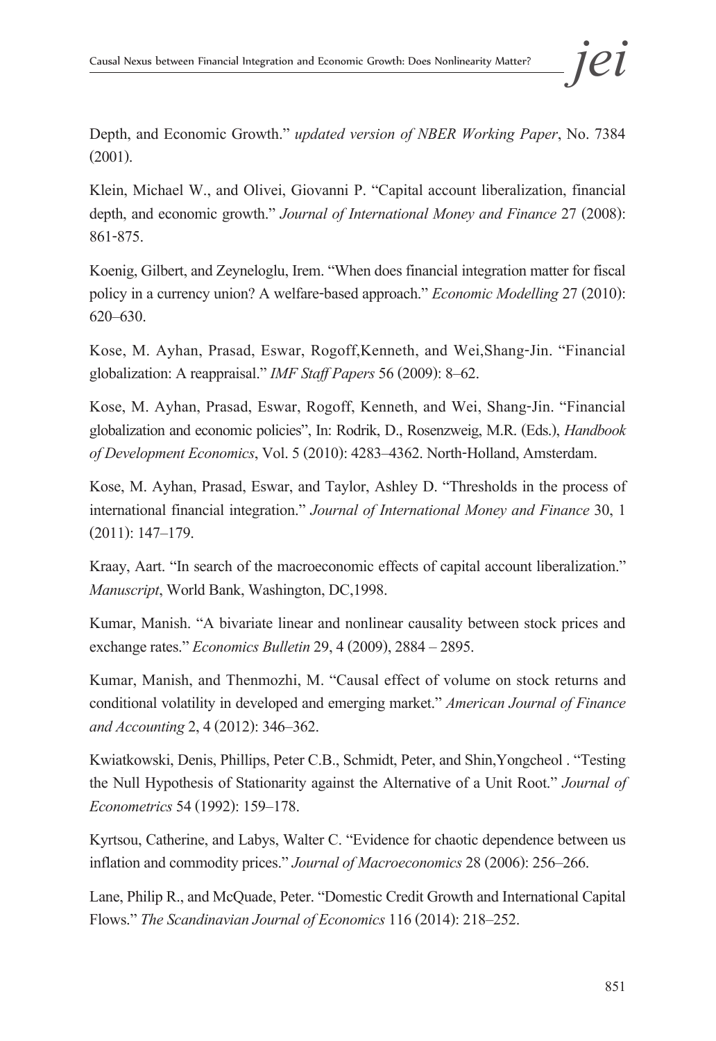Depth, and Economic Growth." *updated version of NBER Working Paper*, No. 7384 (2001).

Klein, Michael W., and Olivei, Giovanni P. "Capital account liberalization, financial depth, and economic growth." *Journal of International Money and Finance* 27 (2008): 861-875.

Koenig, Gilbert, and Zeyneloglu, Irem. "When does financial integration matter for fiscal policy in a currency union? A welfare-based approach." *Economic Modelling* 27 (2010): 620–630.

Kose, M. Ayhan, Prasad, Eswar, Rogoff,Kenneth, and Wei,Shang-Jin. "Financial globalization: A reappraisal." *IMF Staff Papers* 56 (2009): 8–62.

Kose, M. Ayhan, Prasad, Eswar, Rogoff, Kenneth, and Wei, Shang-Jin. "Financial globalization and economic policies", In: Rodrik, D., Rosenzweig, M.R. (Eds.), *Handbook of Development Economics*, Vol. 5 (2010): 4283–4362. North-Holland, Amsterdam.

Kose, M. Ayhan, Prasad, Eswar, and Taylor, Ashley D. "Thresholds in the process of international financial integration." *Journal of International Money and Finance* 30, 1 (2011): 147–179.

Kraay, Aart. "In search of the macroeconomic effects of capital account liberalization." *Manuscript*, World Bank, Washington, DC,1998.

Kumar, Manish. "A bivariate linear and nonlinear causality between stock prices and exchange rates." *Economics Bulletin* 29, 4 (2009), 2884 – 2895.

Kumar, Manish, and Thenmozhi, M. "Causal effect of volume on stock returns and conditional volatility in developed and emerging market." *American Journal of Finance and Accounting* 2, 4 (2012): 346–362.

Kwiatkowski, Denis, Phillips, Peter C.B., Schmidt, Peter, and Shin,Yongcheol . "Testing the Null Hypothesis of Stationarity against the Alternative of a Unit Root." *Journal of Econometrics* 54 (1992): 159–178.

Kyrtsou, Catherine, and Labys, Walter C. "Evidence for chaotic dependence between us inflation and commodity prices." *Journal of Macroeconomics* 28 (2006): 256–266.

Lane, Philip R., and McQuade, Peter. "Domestic Credit Growth and International Capital Flows." *The Scandinavian Journal of Economics* 116 (2014): 218–252.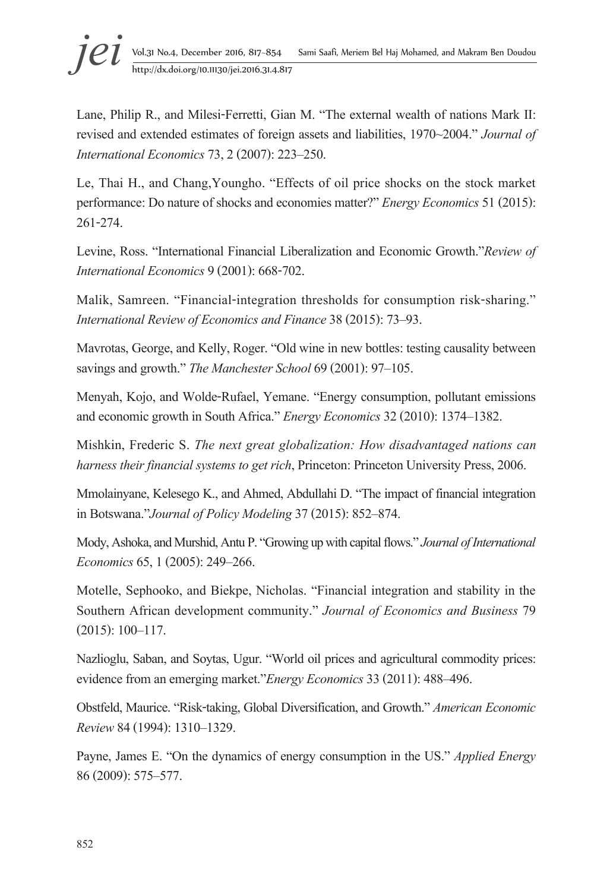Lane, Philip R., and Milesi-Ferretti, Gian M. "The external wealth of nations Mark II: revised and extended estimates of foreign assets and liabilities, 1970~2004." *Journal of International Economics* 73, 2 (2007): 223–250.

Le, Thai H., and Chang,Youngho. "Effects of oil price shocks on the stock market performance: Do nature of shocks and economies matter?" *Energy Economics* 51 (2015): 261-274.

Levine, Ross. "International Financial Liberalization and Economic Growth."*Review of International Economics* 9 (2001): 668-702.

Malik, Samreen. "Financial-integration thresholds for consumption risk-sharing." *International Review of Economics and Finance* 38 (2015): 73–93.

Mavrotas, George, and Kelly, Roger. "Old wine in new bottles: testing causality between savings and growth." *The Manchester School* 69 (2001): 97–105.

Menyah, Kojo, and Wolde-Rufael, Yemane. "Energy consumption, pollutant emissions and economic growth in South Africa." *Energy Economics* 32 (2010): 1374–1382.

Mishkin, Frederic S. *The next great globalization: How disadvantaged nations can harness their financial systems to get rich*, Princeton: Princeton University Press, 2006.

Mmolainyane, Kelesego K., and Ahmed, Abdullahi D. "The impact of financial integration in Botswana."*Journal of Policy Modeling* 37 (2015): 852–874.

Mody, Ashoka, and Murshid, Antu P. "Growing up with capital flows." *Journal of International Economics* 65, 1 (2005): 249–266.

Motelle, Sephooko, and Biekpe, Nicholas. "Financial integration and stability in the Southern African development community." *Journal of Economics and Business* 79 (2015): 100–117.

Nazlioglu, Saban, and Soytas, Ugur. "World oil prices and agricultural commodity prices: evidence from an emerging market."*Energy Economics* 33 (2011): 488–496.

Obstfeld, Maurice. "Risk-taking, Global Diversification, and Growth." *American Economic Review* 84 (1994): 1310–1329.

Payne, James E. "On the dynamics of energy consumption in the US." *Applied Energy* 86 (2009): 575–577.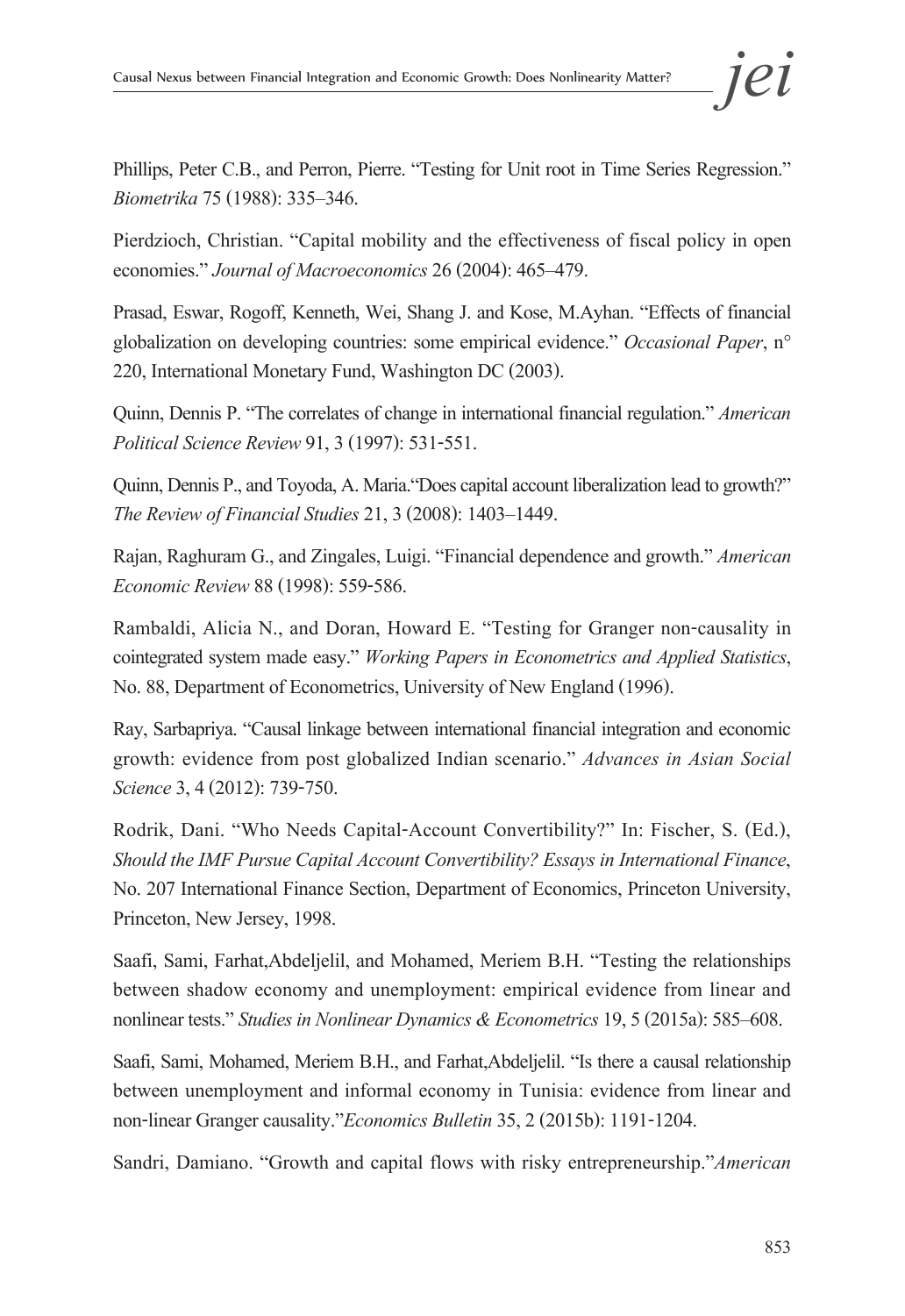Phillips, Peter C.B., and Perron, Pierre. "Testing for Unit root in Time Series Regression." *Biometrika* 75 (1988): 335–346.

Pierdzioch, Christian. "Capital mobility and the effectiveness of fiscal policy in open economies." *Journal of Macroeconomics* 26 (2004): 465–479.

Prasad, Eswar, Rogoff, Kenneth, Wei, Shang J. and Kose, M.Ayhan. "Effects of financial globalization on developing countries: some empirical evidence." *Occasional Paper*, n° 220, International Monetary Fund, Washington DC (2003).

Quinn, Dennis P. "The correlates of change in international financial regulation." *American Political Science Review* 91, 3 (1997): 531-551.

Quinn, Dennis P., and Toyoda, A. Maria."Does capital account liberalization lead to growth?" *The Review of Financial Studies* 21, 3 (2008): 1403–1449.

Rajan, Raghuram G., and Zingales, Luigi. "Financial dependence and growth." *American Economic Review* 88 (1998): 559-586.

Rambaldi, Alicia N., and Doran, Howard E. "Testing for Granger non-causality in cointegrated system made easy." *Working Papers in Econometrics and Applied Statistics*, No. 88, Department of Econometrics, University of New England (1996).

Ray, Sarbapriya. "Causal linkage between international financial integration and economic growth: evidence from post globalized Indian scenario." *Advances in Asian Social Science* 3, 4 (2012): 739-750.

Rodrik, Dani. "Who Needs Capital-Account Convertibility?" In: Fischer, S. (Ed.), *Should the IMF Pursue Capital Account Convertibility? Essays in International Finance*, No. 207 International Finance Section, Department of Economics, Princeton University, Princeton, New Jersey, 1998.

Saafi, Sami, Farhat,Abdeljelil, and Mohamed, Meriem B.H. "Testing the relationships between shadow economy and unemployment: empirical evidence from linear and nonlinear tests." *Studies in Nonlinear Dynamics & Econometrics* 19, 5 (2015a): 585–608.

Saafi, Sami, Mohamed, Meriem B.H., and Farhat,Abdeljelil. "Is there a causal relationship between unemployment and informal economy in Tunisia: evidence from linear and non-linear Granger causality."*Economics Bulletin* 35, 2 (2015b): 1191-1204.

Sandri, Damiano. "Growth and capital flows with risky entrepreneurship."*American*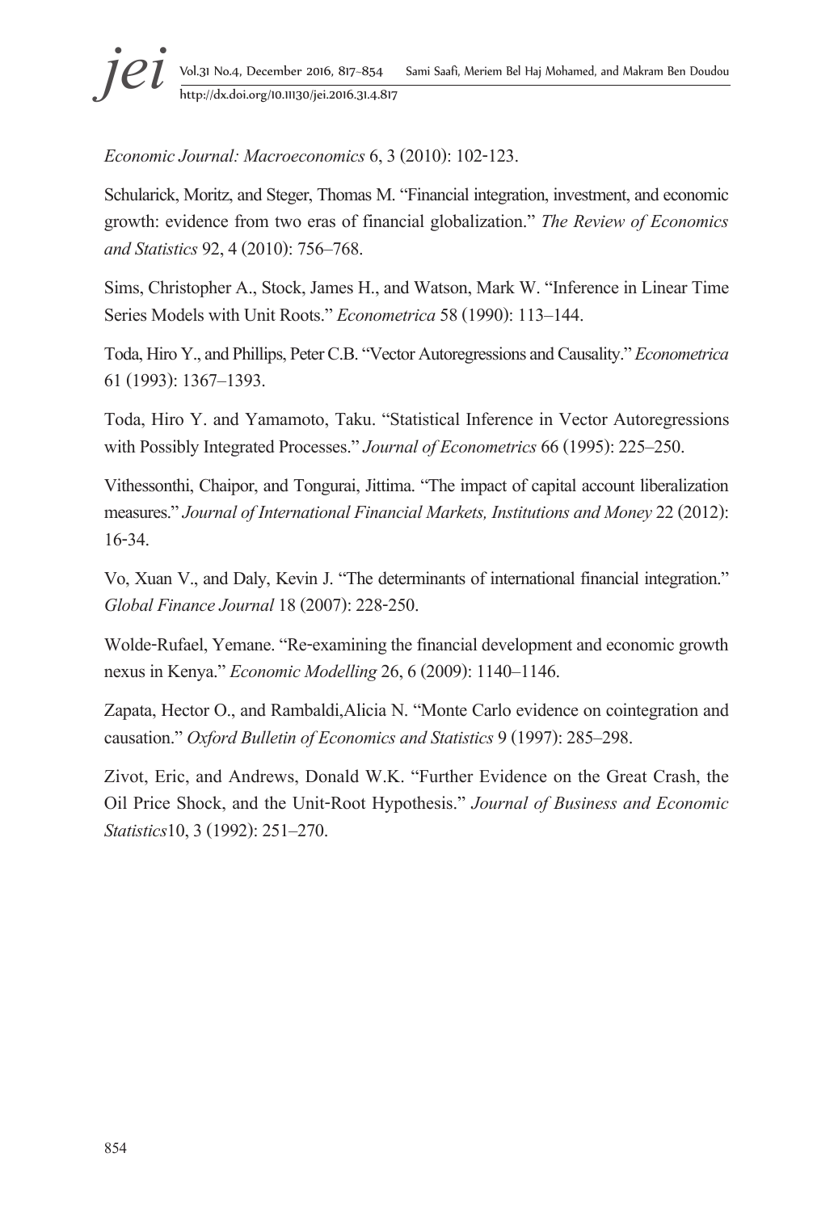*Economic Journal: Macroeconomics* 6, 3 (2010): 102-123.

Schularick, Moritz, and Steger, Thomas M. "Financial integration, investment, and economic growth: evidence from two eras of financial globalization." *The Review of Economics and Statistics* 92, 4 (2010): 756–768.

Sims, Christopher A., Stock, James H., and Watson, Mark W. "Inference in Linear Time Series Models with Unit Roots." *Econometrica* 58 (1990): 113–144.

Toda, Hiro Y., and Phillips, Peter C.B. "Vector Autoregressions and Causality." *Econometrica* 61 (1993): 1367–1393.

Toda, Hiro Y. and Yamamoto, Taku. "Statistical Inference in Vector Autoregressions with Possibly Integrated Processes." *Journal of Econometrics* 66 (1995): 225–250.

Vithessonthi, Chaipor, and Tongurai, Jittima. "The impact of capital account liberalization measures." *Journal of International Financial Markets, Institutions and Money* 22 (2012): 16-34.

Vo, Xuan V., and Daly, Kevin J. "The determinants of international financial integration." *Global Finance Journal* 18 (2007): 228-250.

Wolde-Rufael, Yemane. "Re-examining the financial development and economic growth nexus in Kenya." *Economic Modelling* 26, 6 (2009): 1140–1146.

Zapata, Hector O., and Rambaldi,Alicia N. "Monte Carlo evidence on cointegration and causation." *Oxford Bulletin of Economics and Statistics* 9 (1997): 285–298.

Zivot, Eric, and Andrews, Donald W.K. "Further Evidence on the Great Crash, the Oil Price Shock, and the Unit-Root Hypothesis." *Journal of Business and Economic Statistics*10, 3 (1992): 251–270.